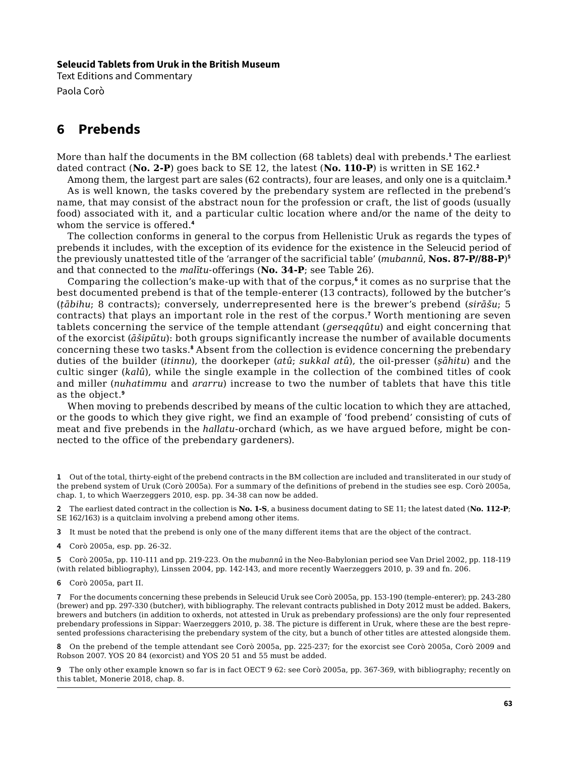Seleucid Tablets from Uruk in the British Museum
Text Editions and Commentary
Paola Corò

# 6 Prebends

More than half the documents in the BM collection (68 tablets) deal with prebends.[1] The earliest dated contract (**No. 2-P**) goes back to SE 12, the latest (**No. 110-P**) is written in SE 162.[2]

Among them, the largest part are sales (62 contracts), four are leases, and only one is a quitclaim.[3]

As is well known, the tasks covered by the prebendary system are reflected in the prebend's name, that may consist of the abstract noun for the profession or craft, the list of goods (usually food) associated with it, and a particular cultic location where and/or the name of the deity to whom the service is offered.[4]

The collection conforms in general to the corpus from Hellenistic Uruk as regards the types of prebends it includes, with the exception of its evidence for the existence in the Seleucid period of the previously unattested title of the 'arranger of the sacrificial table' (*mubannû*, **Nos. 87-P//88-P**)[5] and that connected to the *malītu*-offerings (**No. 34-P**; see Table 26).

Comparing the collection's make-up with that of the corpus,[6] it comes as no surprise that the best documented prebend is that of the temple-enterer (13 contracts), followed by the butcher's (*ṭābihu*; 8 contracts); conversely, underrepresented here is the brewer's prebend (*sirāšu*; 5 contracts) that plays an important role in the rest of the corpus.[7] Worth mentioning are seven tablets concerning the service of the temple attendant (*gerseqqûtu*) and eight concerning that of the exorcist (*āšipūtu*): both groups significantly increase the number of available documents concerning these two tasks.[8] Absent from the collection is evidence concerning the prebendary duties of the builder (*itinnu*), the doorkeper (*atû*; *sukkal atû*), the oil-presser (*ṣāhitu*) and the cultic singer (*kalû*), while the single example in the collection of the combined titles of cook and miller (*nuhatimmu* and *ararru*) increase to two the number of tablets that have this title as the object.[9]

When moving to prebends described by means of the cultic location to which they are attached, or the goods to which they give right, we find an example of 'food prebend' consisting of cuts of meat and five prebends in the *hallatu*-orchard (which, as we have argued before, might be connected to the office of the prebendary gardeners).

---

**1** Out of the total, thirty-eight of the prebend contracts in the BM collection are included and transliterated in our study of the prebend system of Uruk (Corò 2005a). For a summary of the definitions of prebend in the studies see esp. Corò 2005a, chap. 1, to which Waerzeggers 2010, esp. pp. 34-38 can now be added.

**2** The earliest dated contract in the collection is **No. 1-S**, a business document dating to SE 11; the latest dated (**No. 112-P**; SE 162/163) is a quitclaim involving a prebend among other items.

**3** It must be noted that the prebend is only one of the many different items that are the object of the contract.

**4** Corò 2005a, esp. pp. 26-32.

**5** Corò 2005a, pp. 110-111 and pp. 219-223. On the *mubannû* in the Neo-Babylonian period see Van Driel 2002, pp. 118-119 (with related bibliography), Linssen 2004, pp. 142-143, and more recently Waerzeggers 2010, p. 39 and fn. 206.

**6** Corò 2005a, part II.

**7** For the documents concerning these prebends in Seleucid Uruk see Corò 2005a, pp. 153-190 (temple-enterer); pp. 243-280 (brewer) and pp. 297-330 (butcher), with bibliography. The relevant contracts published in Doty 2012 must be added. Bakers, brewers and butchers (in addition to oxherds, not attested in Uruk as prebendary professions) are the only four represented prebendary professions in Sippar: Waerzeggers 2010, p. 38. The picture is different in Uruk, where these are the best represented professions characterising the prebendary system of the city, but a bunch of other titles are attested alongside them.

**8** On the prebend of the temple attendant see Corò 2005a, pp. 225-237; for the exorcist see Corò 2005a, Corò 2009 and Robson 2007. YOS 20 84 (exorcist) and YOS 20 51 and 55 must be added.

**9** The only other example known so far is in fact OECT 9 62: see Corò 2005a, pp. 367-369, with bibliography; recently on this tablet, Monerie 2018, chap. 8.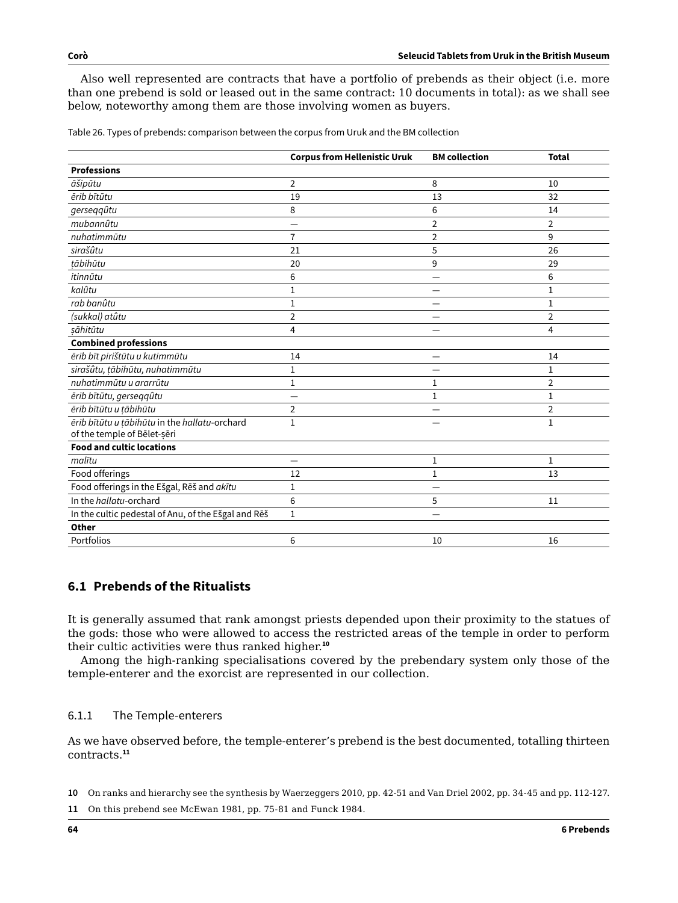Also well represented are contracts that have a portfolio of prebends as their object (i.e. more than one prebend is sold or leased out in the same contract: 10 documents in total): as we shall see below, noteworthy among them are those involving women as buyers.

Table 26. Types of prebends: comparison between the corpus from Uruk and the BM collection

| | **Corpus from Hellenistic Uruk** | **BM collection** | **Total** |
|---|---|---|---|
| **Professions** | | | |
| *āšipūtu* | 2 | 8 | 10 |
| *ērib bītūtu* | 19 | 13 | 32 |
| *gerseqqûtu* | 8 | 6 | 14 |
| *mubannûtu* | — | 2 | 2 |
| *nuhatimmūtu* | 7 | 2 | 9 |
| *sirašûtu* | 21 | 5 | 26 |
| *ṭābihūtu* | 20 | 9 | 29 |
| *itinnūtu* | 6 | — | 6 |
| *kalûtu* | 1 | — | 1 |
| *rab banûtu* | 1 | — | 1 |
| *(sukkal) atûtu* | 2 | — | 2 |
| *ṣāhitūtu* | 4 | — | 4 |
| **Combined professions** | | | |
| *ērib bīt pirištūtu u kutimmūtu* | 14 | — | 14 |
| *sirašûtu, ṭābihūtu, nuhatimmūtu* | 1 | — | 1 |
| *nuhatimmūtu u ararrūtu* | 1 | 1 | 2 |
| *ērib bītūtu, gerseqqûtu* | — | 1 | 1 |
| *ērib bītūtu u ṭābihūtu* | 2 | — | 2 |
| *ērib bītūtu u ṭābihūtu* in the *hallatu*-orchard of the temple of Bēlet-ṣēri | 1 | — | 1 |
| **Food and cultic locations** | | | |
| *malītu* | — | 1 | 1 |
| Food offerings | 12 | 1 | 13 |
| Food offerings in the Ešgal, Rēš and *akītu* | 1 | — | |
| In the *hallatu*-orchard | 6 | 5 | 11 |
| In the cultic pedestal of Anu, of the Ešgal and Rēš | 1 | — | |
| **Other** | | | |
| Portfolios | 6 | 10 | 16 |

## 6.1 Prebends of the Ritualists

It is generally assumed that rank amongst priests depended upon their proximity to the statues of the gods: those who were allowed to access the restricted areas of the temple in order to perform their cultic activities were thus ranked higher.[10]

Among the high-ranking specialisations covered by the prebendary system only those of the temple-enterer and the exorcist are represented in our collection.

### 6.1.1 The Temple-enterers

As we have observed before, the temple-enterer's prebend is the best documented, totalling thirteen contracts.[11]

10 On ranks and hierarchy see the synthesis by Waerzeggers 2010, pp. 42-51 and Van Driel 2002, pp. 34-45 and pp. 112-127.

11 On this prebend see McEwan 1981, pp. 75-81 and Funck 1984.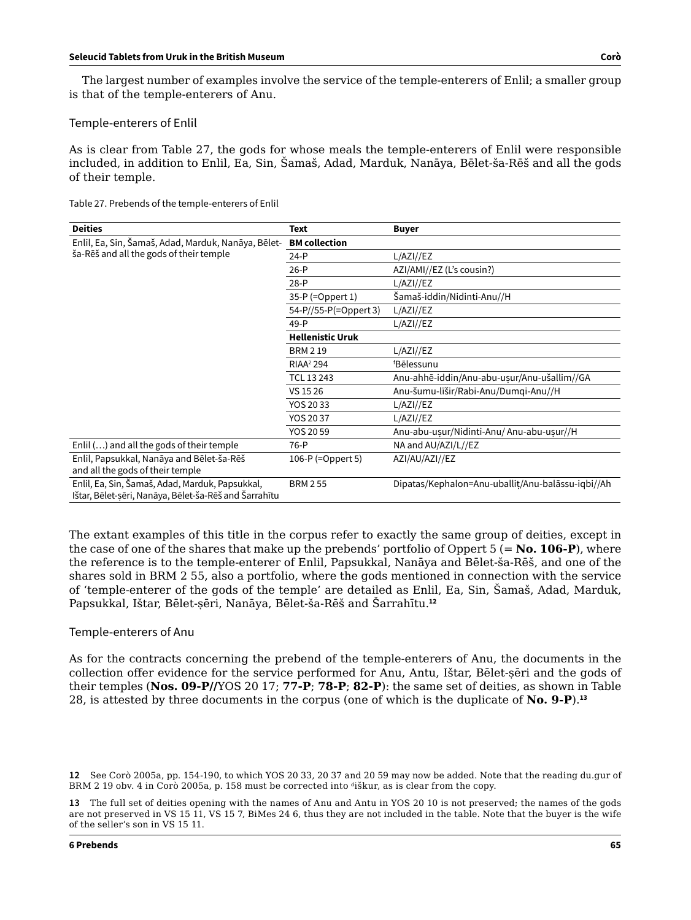The largest number of examples involve the service of the temple-enterers of Enlil; a smaller group is that of the temple-enterers of Anu.

### Temple-enterers of Enlil

As is clear from Table 27, the gods for whose meals the temple-enterers of Enlil were responsible included, in addition to Enlil, Ea, Sin, Šamaš, Adad, Marduk, Nanāya, Bēlet-ša-Rēš and all the gods of their temple.

Table 27. Prebends of the temple-enterers of Enlil

| Deities | Text | Buyer |
|---|---|---|
| Enlil, Ea, Sin, Šamaš, Adad, Marduk, Nanāya, Bēlet-ša-Rēš and all the gods of their temple | **BM collection** | |
| | 24-P | L/AZI//EZ |
| | 26-P | AZI/AMI//EZ (L's cousin?) |
| | 28-P | L/AZI//EZ |
| | 35-P (=Oppert 1) | Šamaš-iddin/Nidinti-Anu//H |
| | 54-P//55-P(=Oppert 3) | L/AZI//EZ |
| | 49-P | L/AZI//EZ |
| | **Hellenistic Uruk** | |
| | BRM 2 19 | L/AZI//EZ |
| | RIAA² 294 | ᶠBēlessunu |
| | TCL 13 243 | Anu-ahhē-iddin/Anu-abu-uṣur/Anu-ušallim//GA |
| | VS 15 26 | Anu-šumu-līšir/Rabi-Anu/Dumqi-Anu//H |
| | YOS 20 33 | L/AZI//EZ |
| | YOS 20 37 | L/AZI//EZ |
| | YOS 20 59 | Anu-abu-uṣur/Nidinti-Anu/ Anu-abu-uṣur//H |
| Enlil (…) and all the gods of their temple | 76-P | NA and AU/AZI/L//EZ |
| Enlil, Papsukkal, Nanāya and Bēlet-ša-Rēš and all the gods of their temple | 106-P (=Oppert 5) | AZI/AU/AZI//EZ |
| Enlil, Ea, Sin, Šamaš, Adad, Marduk, Papsukkal, Ištar, Bēlet-ṣēri, Nanāya, Bēlet-ša-Rēš and Šarrahītu | BRM 2 55 | Dipatas/Kephalon=Anu-uballiṭ/Anu-balāssu-iqbi//Ah |

The extant examples of this title in the corpus refer to exactly the same group of deities, except in the case of one of the shares that make up the prebends' portfolio of Oppert 5 (= **No. 106-P**), where the reference is to the temple-enterer of Enlil, Papsukkal, Nanāya and Bēlet-ša-Rēš, and one of the shares sold in BRM 2 55, also a portfolio, where the gods mentioned in connection with the service of 'temple-enterer of the gods of the temple' are detailed as Enlil, Ea, Sin, Šamaš, Adad, Marduk, Papsukkal, Ištar, Bēlet-ṣēri, Nanāya, Bēlet-ša-Rēš and Šarrahītu.[12]

### Temple-enterers of Anu

As for the contracts concerning the prebend of the temple-enterers of Anu, the documents in the collection offer evidence for the service performed for Anu, Antu, Ištar, Bēlet-ṣēri and the gods of their temples (**Nos. 09-P//**YOS 20 17; **77-P**; **78-P**; **82-P**): the same set of deities, as shown in Table 28, is attested by three documents in the corpus (one of which is the duplicate of **No. 9-P**).[13]

---

**12** See Corò 2005a, pp. 154-190, to which YOS 20 33, 20 37 and 20 59 may now be added. Note that the reading du.gur of BRM 2 19 obv. 4 in Corò 2005a, p. 158 must be corrected into ᵈiškur, as is clear from the copy.

**13** The full set of deities opening with the names of Anu and Antu in YOS 20 10 is not preserved; the names of the gods are not preserved in VS 15 11, VS 15 7, BiMes 24 6, thus they are not included in the table. Note that the buyer is the wife of the seller's son in VS 15 11.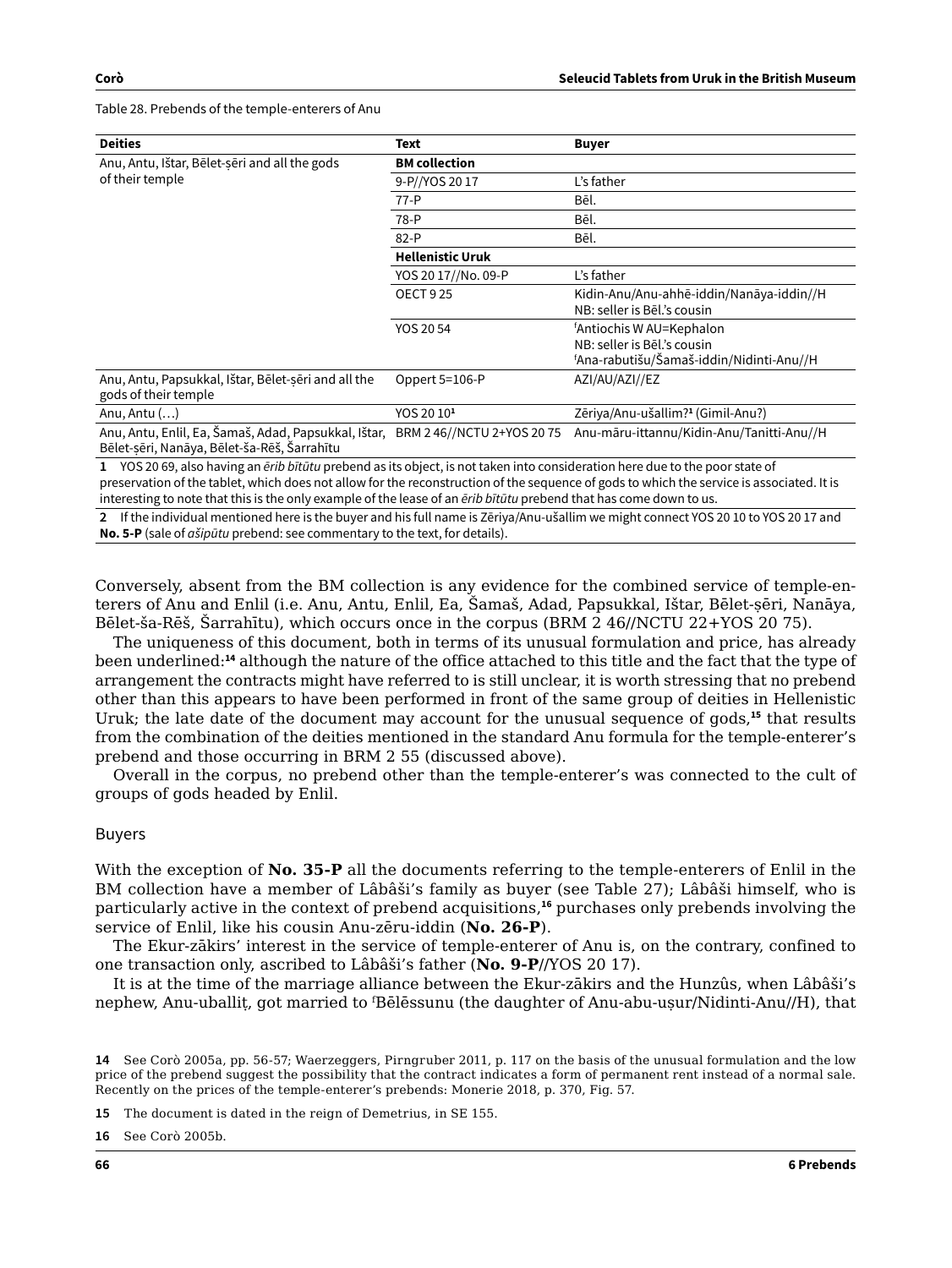Table 28. Prebends of the temple-enterers of Anu

| Deities | Text | Buyer |
|---|---|---|
| Anu, Antu, Ištar, Bēlet-ṣēri and all the gods of their temple | **BM collection** | |
| | 9-P//YOS 20 17 | L's father |
| | 77-P | Bēl. |
| | 78-P | Bēl. |
| | 82-P | Bēl. |
| | **Hellenistic Uruk** | |
| | YOS 20 17//No. 09-P | L's father |
| | OECT 9 25 | Kidin-Anu/Anu-ahhē-iddin/Nanāya-iddin//H NB: seller is Bēl.'s cousin |
| | YOS 20 54 | ᶠAntiochis W AU=Kephalon NB: seller is Bēl.'s cousin ᶠAna-rabutišu/Šamaš-iddin/Nidinti-Anu//H |
| Anu, Antu, Papsukkal, Ištar, Bēlet-ṣēri and all the gods of their temple | Oppert 5=106-P | AZI/AU/AZI//EZ |
| Anu, Antu (…) | YOS 20 10[1] | Zēriya/Anu-ušallim?[2] (Gimil-Anu?) |
| Anu, Antu, Enlil, Ea, Šamaš, Adad, Papsukkal, Ištar, Bēlet-ṣēri, Nanāya, Bēlet-ša-Rēš, Šarrahītu | BRM 2 46//NCTU 2+YOS 20 75 | Anu-māru-ittannu/Kidin-Anu/Tanitti-Anu//H |

**1** YOS 20 69, also having an *ērib bītūtu* prebend as its object, is not taken into consideration here due to the poor state of preservation of the tablet, which does not allow for the reconstruction of the sequence of gods to which the service is associated. It is interesting to note that this is the only example of the lease of an *ērib bītūtu* prebend that has come down to us.

**2** If the individual mentioned here is the buyer and his full name is Zēriya/Anu-ušallim we might connect YOS 20 10 to YOS 20 17 and **No. 5-P** (sale of *ašipūtu* prebend: see commentary to the text, for details).

Conversely, absent from the BM collection is any evidence for the combined service of temple-enterers of Anu and Enlil (i.e. Anu, Antu, Enlil, Ea, Šamaš, Adad, Papsukkal, Ištar, Bēlet-ṣēri, Nanāya, Bēlet-ša-Rēš, Šarrahītu), which occurs once in the corpus (BRM 2 46//NCTU 22+YOS 20 75).

The uniqueness of this document, both in terms of its unusual formulation and price, has already been underlined:[14] although the nature of the office attached to this title and the fact that the type of arrangement the contracts might have referred to is still unclear, it is worth stressing that no prebend other than this appears to have been performed in front of the same group of deities in Hellenistic Uruk; the late date of the document may account for the unusual sequence of gods,[15] that results from the combination of the deities mentioned in the standard Anu formula for the temple-enterer's prebend and those occurring in BRM 2 55 (discussed above).

Overall in the corpus, no prebend other than the temple-enterer's was connected to the cult of groups of gods headed by Enlil.

### Buyers

With the exception of **No. 35-P** all the documents referring to the temple-enterers of Enlil in the BM collection have a member of Lâbâši's family as buyer (see Table 27); Lâbâši himself, who is particularly active in the context of prebend acquisitions,[16] purchases only prebends involving the service of Enlil, like his cousin Anu-zēru-iddin (**No. 26-P**).

The Ekur-zākirs' interest in the service of temple-enterer of Anu is, on the contrary, confined to one transaction only, ascribed to Lâbâši's father (**No. 9-P**//YOS 20 17).

It is at the time of the marriage alliance between the Ekur-zākirs and the Hunzûs, when Lâbâši's nephew, Anu-uballiṭ, got married to ᶠBēlēssunu (the daughter of Anu-abu-uṣur/Nidinti-Anu//H), that

**14** See Corò 2005a, pp. 56-57; Waerzeggers, Pirngruber 2011, p. 117 on the basis of the unusual formulation and the low price of the prebend suggest the possibility that the contract indicates a form of permanent rent instead of a normal sale. Recently on the prices of the temple-enterer's prebends: Monerie 2018, p. 370, Fig. 57.

**15** The document is dated in the reign of Demetrius, in SE 155.

**16** See Corò 2005b.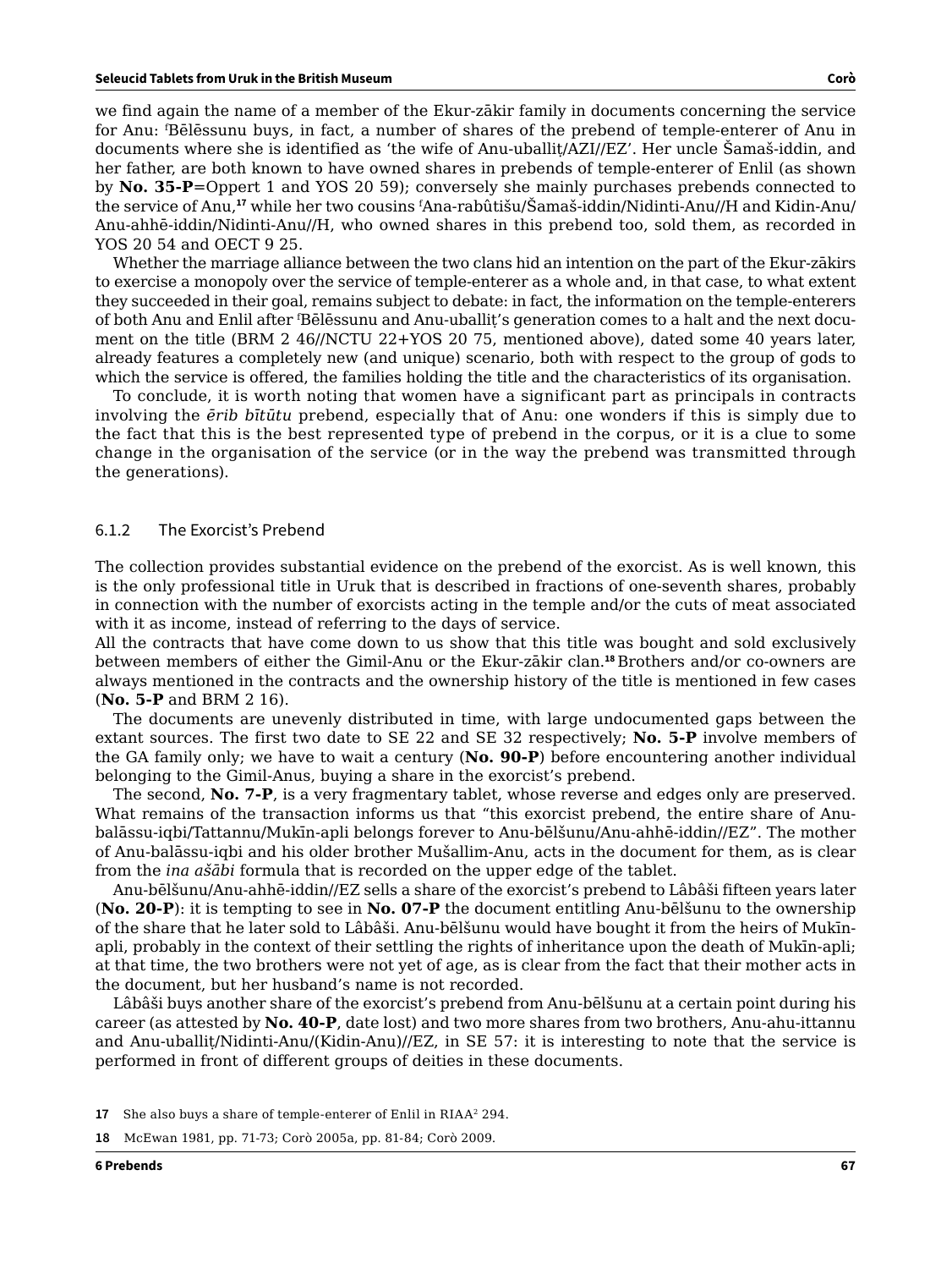we find again the name of a member of the Ekur-zākir family in documents concerning the service for Anu: ᶠBēlēssunu buys, in fact, a number of shares of the prebend of temple-enterer of Anu in documents where she is identified as 'the wife of Anu-uballiṭ/AZI//EZ'. Her uncle Šamaš-iddin, and her father, are both known to have owned shares in prebends of temple-enterer of Enlil (as shown by **No. 35-P**=Oppert 1 and YOS 20 59); conversely she mainly purchases prebends connected to the service of Anu,[17] while her two cousins ᶠAna-rabûtišu/Šamaš-iddin/Nidinti-Anu//H and Kidin-Anu/Anu-ahhē-iddin/Nidinti-Anu//H, who owned shares in this prebend too, sold them, as recorded in YOS 20 54 and OECT 9 25.

Whether the marriage alliance between the two clans hid an intention on the part of the Ekur-zākirs to exercise a monopoly over the service of temple-enterer as a whole and, in that case, to what extent they succeeded in their goal, remains subject to debate: in fact, the information on the temple-enterers of both Anu and Enlil after ᶠBēlēssunu and Anu-uballiṭ's generation comes to a halt and the next document on the title (BRM 2 46//NCTU 22+YOS 20 75, mentioned above), dated some 40 years later, already features a completely new (and unique) scenario, both with respect to the group of gods to which the service is offered, the families holding the title and the characteristics of its organisation.

To conclude, it is worth noting that women have a significant part as principals in contracts involving the *ērib bītūtu* prebend, especially that of Anu: one wonders if this is simply due to the fact that this is the best represented type of prebend in the corpus, or it is a clue to some change in the organisation of the service (or in the way the prebend was transmitted through the generations).

### 6.1.2 The Exorcist's Prebend

The collection provides substantial evidence on the prebend of the exorcist. As is well known, this is the only professional title in Uruk that is described in fractions of one-seventh shares, probably in connection with the number of exorcists acting in the temple and/or the cuts of meat associated with it as income, instead of referring to the days of service.

All the contracts that have come down to us show that this title was bought and sold exclusively between members of either the Gimil-Anu or the Ekur-zākir clan.[18] Brothers and/or co-owners are always mentioned in the contracts and the ownership history of the title is mentioned in few cases (**No. 5-P** and BRM 2 16).

The documents are unevenly distributed in time, with large undocumented gaps between the extant sources. The first two date to SE 22 and SE 32 respectively; **No. 5-P** involve members of the GA family only; we have to wait a century (**No. 90-P**) before encountering another individual belonging to the Gimil-Anus, buying a share in the exorcist's prebend.

The second, **No. 7-P**, is a very fragmentary tablet, whose reverse and edges only are preserved. What remains of the transaction informs us that "this exorcist prebend, the entire share of Anu-balāssu-iqbi/Tattannu/Mukīn-apli belongs forever to Anu-bēlšunu/Anu-ahhē-iddin//EZ". The mother of Anu-balāssu-iqbi and his older brother Mušallim-Anu, acts in the document for them, as is clear from the *ina ašābi* formula that is recorded on the upper edge of the tablet.

Anu-bēlšunu/Anu-ahhē-iddin//EZ sells a share of the exorcist's prebend to Lâbâši fifteen years later (**No. 20-P**): it is tempting to see in **No. 07-P** the document entitling Anu-bēlšunu to the ownership of the share that he later sold to Lâbâši. Anu-bēlšunu would have bought it from the heirs of Mukīn-apli, probably in the context of their settling the rights of inheritance upon the death of Mukīn-apli; at that time, the two brothers were not yet of age, as is clear from the fact that their mother acts in the document, but her husband's name is not recorded.

Lâbâši buys another share of the exorcist's prebend from Anu-bēlšunu at a certain point during his career (as attested by **No. 40-P**, date lost) and two more shares from two brothers, Anu-ahu-ittannu and Anu-uballiṭ/Nidinti-Anu/(Kidin-Anu)//EZ, in SE 57: it is interesting to note that the service is performed in front of different groups of deities in these documents.

17 She also buys a share of temple-enterer of Enlil in RIAA² 294.

18 McEwan 1981, pp. 71-73; Corò 2005a, pp. 81-84; Corò 2009.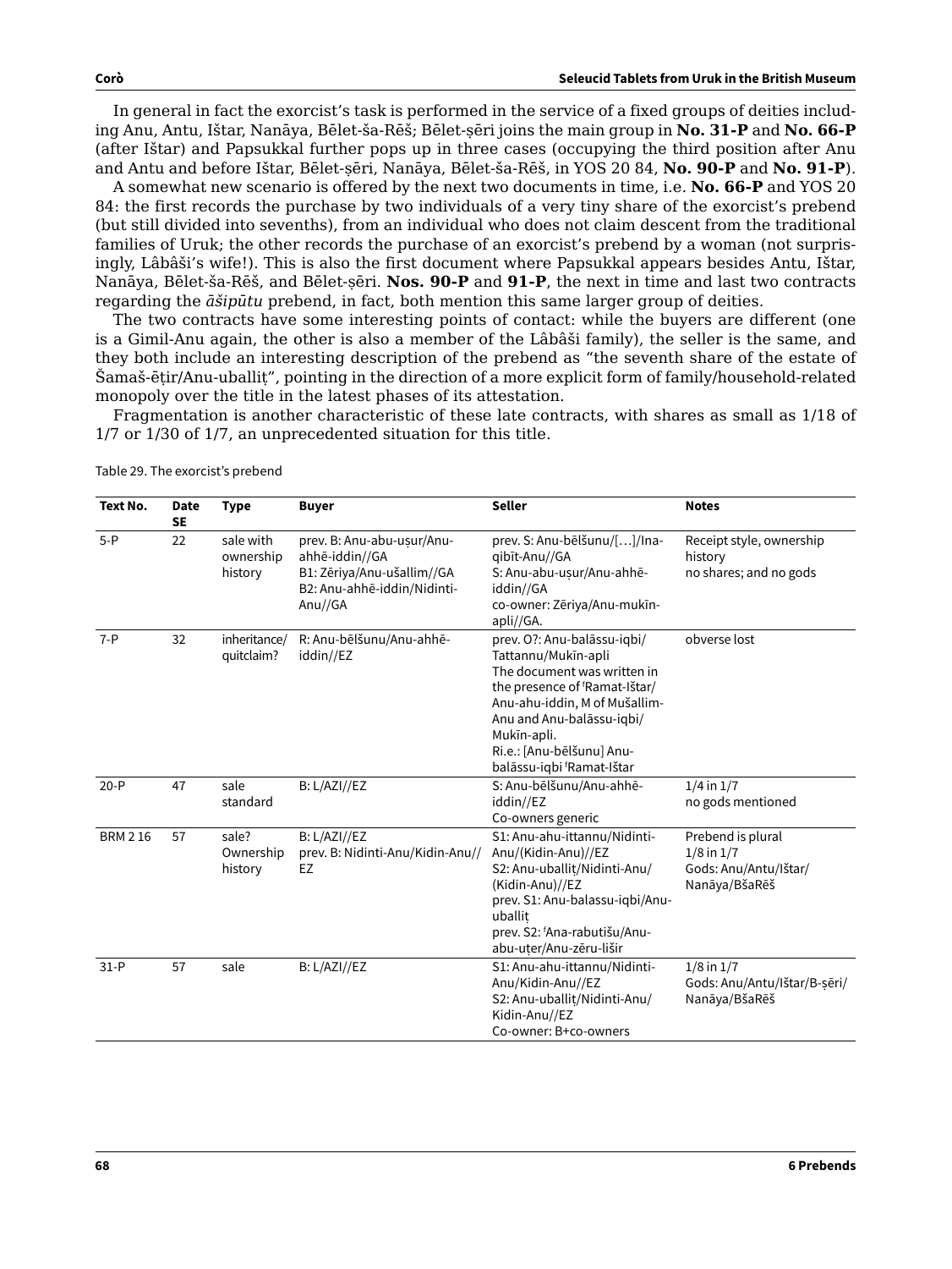In general in fact the exorcist's task is performed in the service of a fixed groups of deities including Anu, Antu, Ištar, Nanāya, Bēlet-ša-Rēš; Bēlet-ṣēri joins the main group in **No. 31-P** and **No. 66-P** (after Ištar) and Papsukkal further pops up in three cases (occupying the third position after Anu and Antu and before Ištar, Bēlet-ṣēri, Nanāya, Bēlet-ša-Rēš, in YOS 20 84, **No. 90-P** and **No. 91-P**).

A somewhat new scenario is offered by the next two documents in time, i.e. **No. 66-P** and YOS 20 84: the first records the purchase by two individuals of a very tiny share of the exorcist's prebend (but still divided into sevenths), from an individual who does not claim descent from the traditional families of Uruk; the other records the purchase of an exorcist's prebend by a woman (not surprisingly, Lâbâši's wife!). This is also the first document where Papsukkal appears besides Antu, Ištar, Nanāya, Bēlet-ša-Rēš, and Bēlet-ṣēri. **Nos. 90-P** and **91-P**, the next in time and last two contracts regarding the *āšipūtu* prebend, in fact, both mention this same larger group of deities.

The two contracts have some interesting points of contact: while the buyers are different (one is a Gimil-Anu again, the other is also a member of the Lâbâši family), the seller is the same, and they both include an interesting description of the prebend as "the seventh share of the estate of Šamaš-ēṭir/Anu-uballiṭ", pointing in the direction of a more explicit form of family/household-related monopoly over the title in the latest phases of its attestation.

Fragmentation is another characteristic of these late contracts, with shares as small as 1/18 of 1/7 or 1/30 of 1/7, an unprecedented situation for this title.

Table 29. The exorcist's prebend

| Text No. | Date SE | Type | Buyer | Seller | Notes |
|---|---|---|---|---|---|
| 5-P | 22 | sale with ownership history | prev. B: Anu-abu-uṣur/Anu-ahhē-iddin//GA<br>B1: Zēriya/Anu-ušallim//GA<br>B2: Anu-ahhē-iddin/Nidinti-Anu//GA | prev. S: Anu-bēlšunu/[…]/Ina-qibīt-Anu//GA<br>S: Anu-abu-uṣur/Anu-ahhē-iddin//GA<br>co-owner: Zēriya/Anu-mukīn-apli//GA. | Receipt style, ownership history<br>no shares; and no gods |
| 7-P | 32 | inheritance/ quitclaim? | R: Anu-bēlšunu/Anu-ahhē-iddin//EZ | prev. O?: Anu-balāssu-iqbi/ Tattannu/Mukīn-apli<br>The document was written in the presence of ᶠRamat-Ištar/ Anu-ahu-iddin, M of Mušallim-Anu and Anu-balāssu-iqbi/ Mukīn-apli.<br>Ri.e.: [Anu-bēlšunu] Anu-balāssu-iqbi ᶠRamat-Ištar | obverse lost |
| 20-P | 47 | sale standard | B: L/AZI//EZ | S: Anu-bēlšunu/Anu-ahhē-iddin//EZ<br>Co-owners generic | 1/4 in 1/7<br>no gods mentioned |
| BRM 2 16 | 57 | sale? Ownership history | B: L/AZI//EZ<br>prev. B: Nidinti-Anu/Kidin-Anu//EZ | S1: Anu-ahu-ittannu/Nidinti-Anu/(Kidin-Anu)//EZ<br>S2: Anu-uballiṭ/Nidinti-Anu/ (Kidin-Anu)//EZ<br>prev. S1: Anu-balassu-iqbi/Anu-uballiṭ<br>prev. S2: ᶠAna-rabutišu/Anu-abu-uṭer/Anu-zēru-lišir | Prebend is plural<br>1/8 in 1/7<br>Gods: Anu/Antu/Ištar/ Nanāya/BšaRēš |
| 31-P | 57 | sale | B: L/AZI//EZ | S1: Anu-ahu-ittannu/Nidinti-Anu/Kidin-Anu//EZ<br>S2: Anu-uballiṭ/Nidinti-Anu/ Kidin-Anu//EZ<br>Co-owner: B+co-owners | 1/8 in 1/7<br>Gods: Anu/Antu/Ištar/B-ṣēri/ Nanāya/BšaRēš |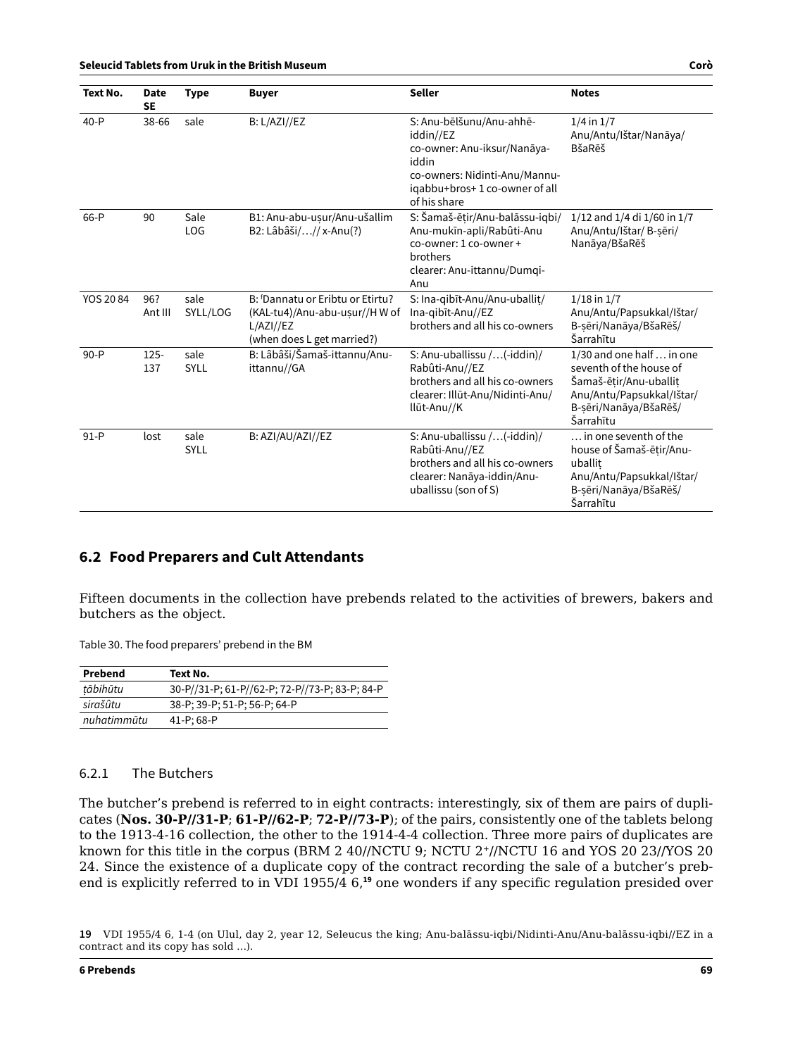| Text No. | Date SE | Type | Buyer | Seller | Notes |
|---|---|---|---|---|---|
| 40-P | 38-66 | sale | B: L/AZI//EZ | S: Anu-bēlšunu/Anu-ahhē-iddin//EZ<br>co-owner: Anu-iksur/Nanāya-iddin<br>co-owners: Nidinti-Anu/Mannu-iqabbu+bros+ 1 co-owner of all of his share | 1/4 in 1/7 Anu/Antu/Ištar/Nanāya/BšaRēš |
| 66-P | 90 | Sale LOG | B1: Anu-abu-uṣur/Anu-ušallim<br>B2: Lâbâši/…// x-Anu(?) | S: Šamaš-ēṭir/Anu-balāssu-iqbi/Anu-mukīn-apli/Rabûti-Anu<br>co-owner: 1 co-owner + brothers<br>clearer: Anu-ittannu/Dumqi-Anu | 1/12 and 1/4 di 1/60 in 1/7 Anu/Antu/Ištar/ B-ṣēri/Nanāya/BšaRēš |
| YOS 20 84 | 96? Ant III | sale SYLL/LOG | B: ᶠDannatu or Eribtu or Etirtu? (KAL-tu4)/Anu-abu-uṣur//H W of L/AZI//EZ<br>(when does L get married?) | S: Ina-qibīt-Anu/Anu-uballiṭ/Ina-qibīt-Anu//EZ<br>brothers and all his co-owners | 1/18 in 1/7 Anu/Antu/Papsukkal/Ištar/B-ṣēri/Nanāya/BšaRēš/Šarrahītu |
| 90-P | 125-137 | sale SYLL | B: Lâbâši/Šamaš-ittannu/Anu-ittannu//GA | S: Anu-uballissu /…(-iddin)/Rabûti-Anu//EZ<br>brothers and all his co-owners<br>clearer: Illūt-Anu/Nidinti-Anu/Illūt-Anu//K | 1/30 and one half … in one seventh of the house of Šamaš-ēṭir/Anu-uballiṭ Anu/Antu/Papsukkal/Ištar/B-ṣēri/Nanāya/BšaRēš/Šarrahītu |
| 91-P | lost | sale SYLL | B: AZI/AU/AZI//EZ | S: Anu-uballissu /…(-iddin)/Rabûti-Anu//EZ<br>brothers and all his co-owners<br>clearer: Nanāya-iddin/Anu-uballissu (son of S) | … in one seventh of the house of Šamaš-ēṭir/Anu-uballiṭ Anu/Antu/Papsukkal/Ištar/B-ṣēri/Nanāya/BšaRēš/Šarrahītu |

## 6.2 Food Preparers and Cult Attendants

Fifteen documents in the collection have prebends related to the activities of brewers, bakers and butchers as the object.

Table 30. The food preparers' prebend in the BM

| Prebend | Text No. |
|---|---|
| *ṭābihūtu* | 30-P//31-P; 61-P//62-P; 72-P//73-P; 83-P; 84-P |
| *sirašûtu* | 38-P; 39-P; 51-P; 56-P; 64-P |
| *nuhatimmūtu* | 41-P; 68-P |

### 6.2.1 The Butchers

The butcher's prebend is referred to in eight contracts: interestingly, six of them are pairs of duplicates (**Nos. 30-P//31-P**; **61-P//62-P**; **72-P//73-P**); of the pairs, consistently one of the tablets belong to the 1913-4-16 collection, the other to the 1914-4-4 collection. Three more pairs of duplicates are known for this title in the corpus (BRM 2 40//NCTU 9; NCTU 2⁺//NCTU 16 and YOS 20 23//YOS 20 24. Since the existence of a duplicate copy of the contract recording the sale of a butcher's prebend is explicitly referred to in VDI 1955/4 6,[19] one wonders if any specific regulation presided over

[19] VDI 1955/4 6, 1-4 (on Ulul, day 2, year 12, Seleucus the king; Anu-balāssu-iqbi/Nidinti-Anu/Anu-balāssu-iqbi//EZ in a contract and its copy has sold …).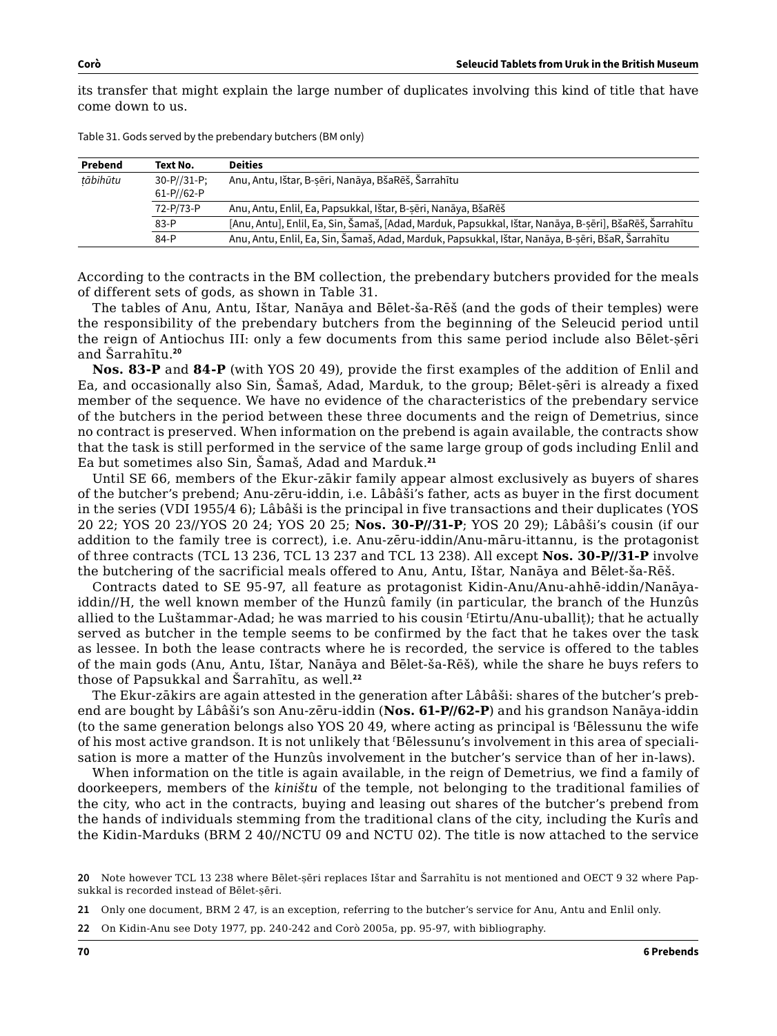its transfer that might explain the large number of duplicates involving this kind of title that have come down to us.

Table 31. Gods served by the prebendary butchers (BM only)

| Prebend | Text No. | Deities |
|---|---|---|
| *ṭābihūtu* | 30-P//31-P; 61-P//62-P | Anu, Antu, Ištar, B-ṣēri, Nanāya, BšaRēš, Šarrahītu |
| | 72-P/73-P | Anu, Antu, Enlil, Ea, Papsukkal, Ištar, B-ṣēri, Nanāya, BšaRēš |
| | 83-P | [Anu, Antu], Enlil, Ea, Sin, Šamaš, [Adad, Marduk, Papsukkal, Ištar, Nanāya, B-ṣēri], BšaRēš, Šarrahītu |
| | 84-P | Anu, Antu, Enlil, Ea, Sin, Šamaš, Adad, Marduk, Papsukkal, Ištar, Nanāya, B-ṣēri, BšaR, Šarrahītu |

According to the contracts in the BM collection, the prebendary butchers provided for the meals of different sets of gods, as shown in Table 31.

The tables of Anu, Antu, Ištar, Nanāya and Bēlet-ša-Rēš (and the gods of their temples) were the responsibility of the prebendary butchers from the beginning of the Seleucid period until the reign of Antiochus III: only a few documents from this same period include also Bēlet-ṣēri and Šarrahītu.[20]

**Nos. 83-P** and **84-P** (with YOS 20 49), provide the first examples of the addition of Enlil and Ea, and occasionally also Sin, Šamaš, Adad, Marduk, to the group; Bēlet-ṣēri is already a fixed member of the sequence. We have no evidence of the characteristics of the prebendary service of the butchers in the period between these three documents and the reign of Demetrius, since no contract is preserved. When information on the prebend is again available, the contracts show that the task is still performed in the service of the same large group of gods including Enlil and Ea but sometimes also Sin, Šamaš, Adad and Marduk.[21]

Until SE 66, members of the Ekur-zākir family appear almost exclusively as buyers of shares of the butcher's prebend; Anu-zēru-iddin, i.e. Lâbâši's father, acts as buyer in the first document in the series (VDI 1955/4 6); Lâbâši is the principal in five transactions and their duplicates (YOS 20 22; YOS 20 23//YOS 20 24; YOS 20 25; **Nos. 30-P//31-P**; YOS 20 29); Lâbâši's cousin (if our addition to the family tree is correct), i.e. Anu-zēru-iddin/Anu-māru-ittannu, is the protagonist of three contracts (TCL 13 236, TCL 13 237 and TCL 13 238). All except **Nos. 30-P//31-P** involve the butchering of the sacrificial meals offered to Anu, Antu, Ištar, Nanāya and Bēlet-ša-Rēš.

Contracts dated to SE 95-97, all feature as protagonist Kidin-Anu/Anu-ahhē-iddin/Nanāya-iddin//H, the well known member of the Hunzû family (in particular, the branch of the Hunzûs allied to the Luštammar-Adad; he was married to his cousin ᶠEtirtu/Anu-uballiṭ); that he actually served as butcher in the temple seems to be confirmed by the fact that he takes over the task as lessee. In both the lease contracts where he is recorded, the service is offered to the tables of the main gods (Anu, Antu, Ištar, Nanāya and Bēlet-ša-Rēš), while the share he buys refers to those of Papsukkal and Šarrahītu, as well.[22]

The Ekur-zākirs are again attested in the generation after Lâbâši: shares of the butcher's prebend are bought by Lâbâši's son Anu-zēru-iddin (**Nos. 61-P//62-P**) and his grandson Nanāya-iddin (to the same generation belongs also YOS 20 49, where acting as principal is ᶠBēlessunu the wife of his most active grandson. It is not unlikely that ᶠBēlessunu's involvement in this area of specialisation is more a matter of the Hunzûs involvement in the butcher's service than of her in-laws).

When information on the title is again available, in the reign of Demetrius, we find a family of doorkeepers, members of the *kiništu* of the temple, not belonging to the traditional families of the city, who act in the contracts, buying and leasing out shares of the butcher's prebend from the hands of individuals stemming from the traditional clans of the city, including the Kurîs and the Kidin-Marduks (BRM 2 40//NCTU 09 and NCTU 02). The title is now attached to the service

20 Note however TCL 13 238 where Bēlet-ṣēri replaces Ištar and Šarrahītu is not mentioned and OECT 9 32 where Papsukkal is recorded instead of Bēlet-ṣēri.

21 Only one document, BRM 2 47, is an exception, referring to the butcher's service for Anu, Antu and Enlil only.

22 On Kidin-Anu see Doty 1977, pp. 240-242 and Corò 2005a, pp. 95-97, with bibliography.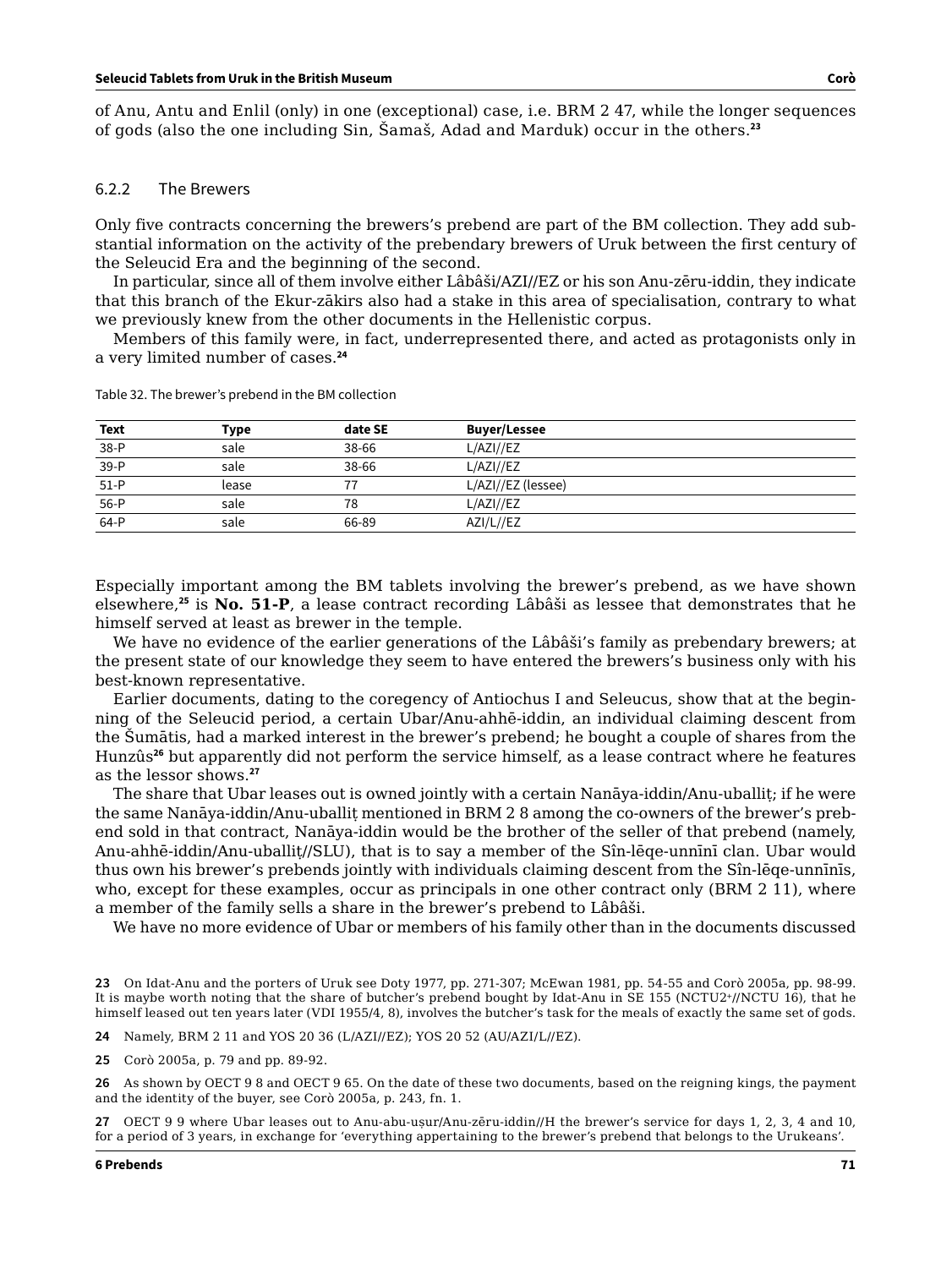of Anu, Antu and Enlil (only) in one (exceptional) case, i.e. BRM 2 47, while the longer sequences of gods (also the one including Sin, Šamaš, Adad and Marduk) occur in the others.[23]

### 6.2.2 The Brewers

Only five contracts concerning the brewers's prebend are part of the BM collection. They add substantial information on the activity of the prebendary brewers of Uruk between the first century of the Seleucid Era and the beginning of the second.

In particular, since all of them involve either Lâbâši/AZI//EZ or his son Anu-zēru-iddin, they indicate that this branch of the Ekur-zākirs also had a stake in this area of specialisation, contrary to what we previously knew from the other documents in the Hellenistic corpus.

Members of this family were, in fact, underrepresented there, and acted as protagonists only in a very limited number of cases.[24]

Table 32. The brewer's prebend in the BM collection

| Text | Type | date SE | Buyer/Lessee |
|---|---|---|---|
| 38-P | sale | 38-66 | L/AZI//EZ |
| 39-P | sale | 38-66 | L/AZI//EZ |
| 51-P | lease | 77 | L/AZI//EZ (lessee) |
| 56-P | sale | 78 | L/AZI//EZ |
| 64-P | sale | 66-89 | AZI/L//EZ |

Especially important among the BM tablets involving the brewer's prebend, as we have shown elsewhere,[25] is **No. 51-P**, a lease contract recording Lâbâši as lessee that demonstrates that he himself served at least as brewer in the temple.

We have no evidence of the earlier generations of the Lâbâši's family as prebendary brewers; at the present state of our knowledge they seem to have entered the brewers's business only with his best-known representative.

Earlier documents, dating to the coregency of Antiochus I and Seleucus, show that at the beginning of the Seleucid period, a certain Ubar/Anu-ahhē-iddin, an individual claiming descent from the Šumātis, had a marked interest in the brewer's prebend; he bought a couple of shares from the Hunzûs[26] but apparently did not perform the service himself, as a lease contract where he features as the lessor shows.[27]

The share that Ubar leases out is owned jointly with a certain Nanāya-iddin/Anu-uballiṭ; if he were the same Nanāya-iddin/Anu-uballiṭ mentioned in BRM 2 8 among the co-owners of the brewer's prebend sold in that contract, Nanāya-iddin would be the brother of the seller of that prebend (namely, Anu-ahhē-iddin/Anu-uballiṭ//SLU), that is to say a member of the Sîn-lēqe-unnīnī clan. Ubar would thus own his brewer's prebends jointly with individuals claiming descent from the Sîn-lēqe-unnīnīs, who, except for these examples, occur as principals in one other contract only (BRM 2 11), where a member of the family sells a share in the brewer's prebend to Lâbâši.

We have no more evidence of Ubar or members of his family other than in the documents discussed

23 On Idat-Anu and the porters of Uruk see Doty 1977, pp. 271-307; McEwan 1981, pp. 54-55 and Corò 2005a, pp. 98-99. It is maybe worth noting that the share of butcher's prebend bought by Idat-Anu in SE 155 (NCTU2+//NCTU 16), that he himself leased out ten years later (VDI 1955/4, 8), involves the butcher's task for the meals of exactly the same set of gods.

24 Namely, BRM 2 11 and YOS 20 36 (L/AZI//EZ); YOS 20 52 (AU/AZI/L//EZ).

25 Corò 2005a, p. 79 and pp. 89-92.

26 As shown by OECT 9 8 and OECT 9 65. On the date of these two documents, based on the reigning kings, the payment and the identity of the buyer, see Corò 2005a, p. 243, fn. 1.

27 OECT 9 9 where Ubar leases out to Anu-abu-uṣur/Anu-zēru-iddin//H the brewer's service for days 1, 2, 3, 4 and 10, for a period of 3 years, in exchange for 'everything appertaining to the brewer's prebend that belongs to the Urukeans'.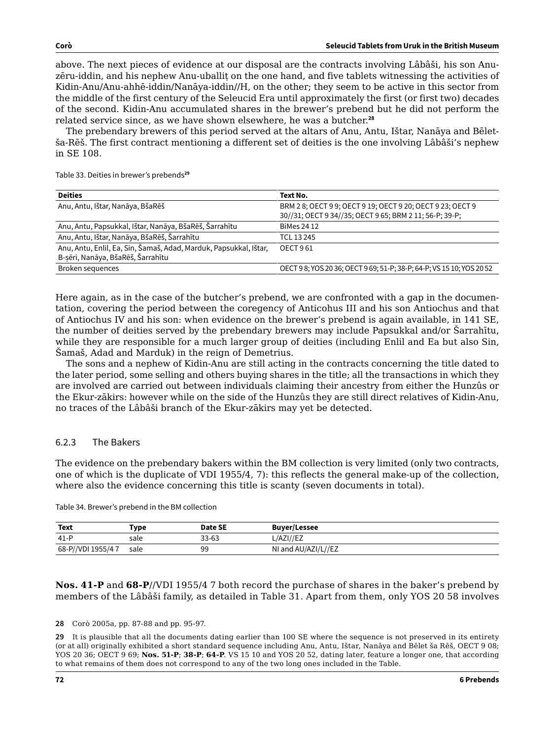above. The next pieces of evidence at our disposal are the contracts involving Lâbâši, his son Anu-zēru-iddin, and his nephew Anu-uballiṭ on the one hand, and five tablets witnessing the activities of Kidin-Anu/Anu-ahhē-iddin/Nanāya-iddin//H, on the other; they seem to be active in this sector from the middle of the first century of the Seleucid Era until approximately the first (or first two) decades of the second. Kidin-Anu accumulated shares in the brewer's prebend but he did not perform the related service since, as we have shown elsewhere, he was a butcher.[28]

The prebendary brewers of this period served at the altars of Anu, Antu, Ištar, Nanāya and Bēlet-ša-Rēš. The first contract mentioning a different set of deities is the one involving Lâbâši's nephew in SE 108.

Table 33. Deities in brewer's prebends[29]

| Deities | Text No. |
|---|---|
| Anu, Antu, Ištar, Nanāya, BšaRēš | BRM 2 8; OECT 9 9; OECT 9 19; OECT 9 20; OECT 9 23; OECT 9 30//31; OECT 9 34//35; OECT 9 65; BRM 2 11; 56-P; 39-P; |
| Anu, Antu, Papsukkal, Ištar, Nanāya, BšaRēš, Šarrahītu | BiMes 24 12 |
| Anu, Antu, Ištar, Nanāya, BšaRēš, Šarrahītu | TCL 13 245 |
| Anu, Antu, Enlil, Ea, Sin, Šamaš, Adad, Marduk, Papsukkal, Ištar, B-ṣēri, Nanāya, BšaRēš, Šarrahītu | OECT 9 61 |
| Broken sequences | OECT 9 8; YOS 20 36; OECT 9 69; 51-P; 38-P; 64-P; VS 15 10; YOS 20 52 |

Here again, as in the case of the butcher's prebend, we are confronted with a gap in the documentation, covering the period between the coregency of Anticohus III and his son Antiochus and that of Antiochus IV and his son: when evidence on the brewer's prebend is again available, in 141 SE, the number of deities served by the prebendary brewers may include Papsukkal and/or Šarrahītu, while they are responsible for a much larger group of deities (including Enlil and Ea but also Sin, Šamaš, Adad and Marduk) in the reign of Demetrius.

The sons and a nephew of Kidin-Anu are still acting in the contracts concerning the title dated to the later period, some selling and others buying shares in the title; all the transactions in which they are involved are carried out between individuals claiming their ancestry from either the Hunzûs or the Ekur-zākirs: however while on the side of the Hunzûs they are still direct relatives of Kidin-Anu, no traces of the Lâbâši branch of the Ekur-zākirs may yet be detected.

### 6.2.3 The Bakers

The evidence on the prebendary bakers within the BM collection is very limited (only two contracts, one of which is the duplicate of VDI 1955/4, 7): this reflects the general make-up of the collection, where also the evidence concerning this title is scanty (seven documents in total).

Table 34. Brewer's prebend in the BM collection

| Text | Type | Date SE | Buyer/Lessee |
|---|---|---|---|
| 41-P | sale | 33-63 | L/AZI//EZ |
| 68-P//VDI 1955/4 7 | sale | 99 | NI and AU/AZI/L//EZ |

**Nos. 41-P** and **68-P**//VDI 1955/4 7 both record the purchase of shares in the baker's prebend by members of the Lâbâši family, as detailed in Table 31. Apart from them, only YOS 20 58 involves

28 Corò 2005a, pp. 87-88 and pp. 95-97.

29 It is plausible that all the documents dating earlier than 100 SE where the sequence is not preserved in its entirety (or at all) originally exhibited a short standard sequence including Anu, Antu, Ištar, Nanāya and Bēlet ša Rēš, OECT 9 08; YOS 20 36; OECT 9 69; **Nos. 51-P**; **38-P**; **64-P**. VS 15 10 and YOS 20 52, dating later, feature a longer one, that according to what remains of them does not correspond to any of the two long ones included in the Table.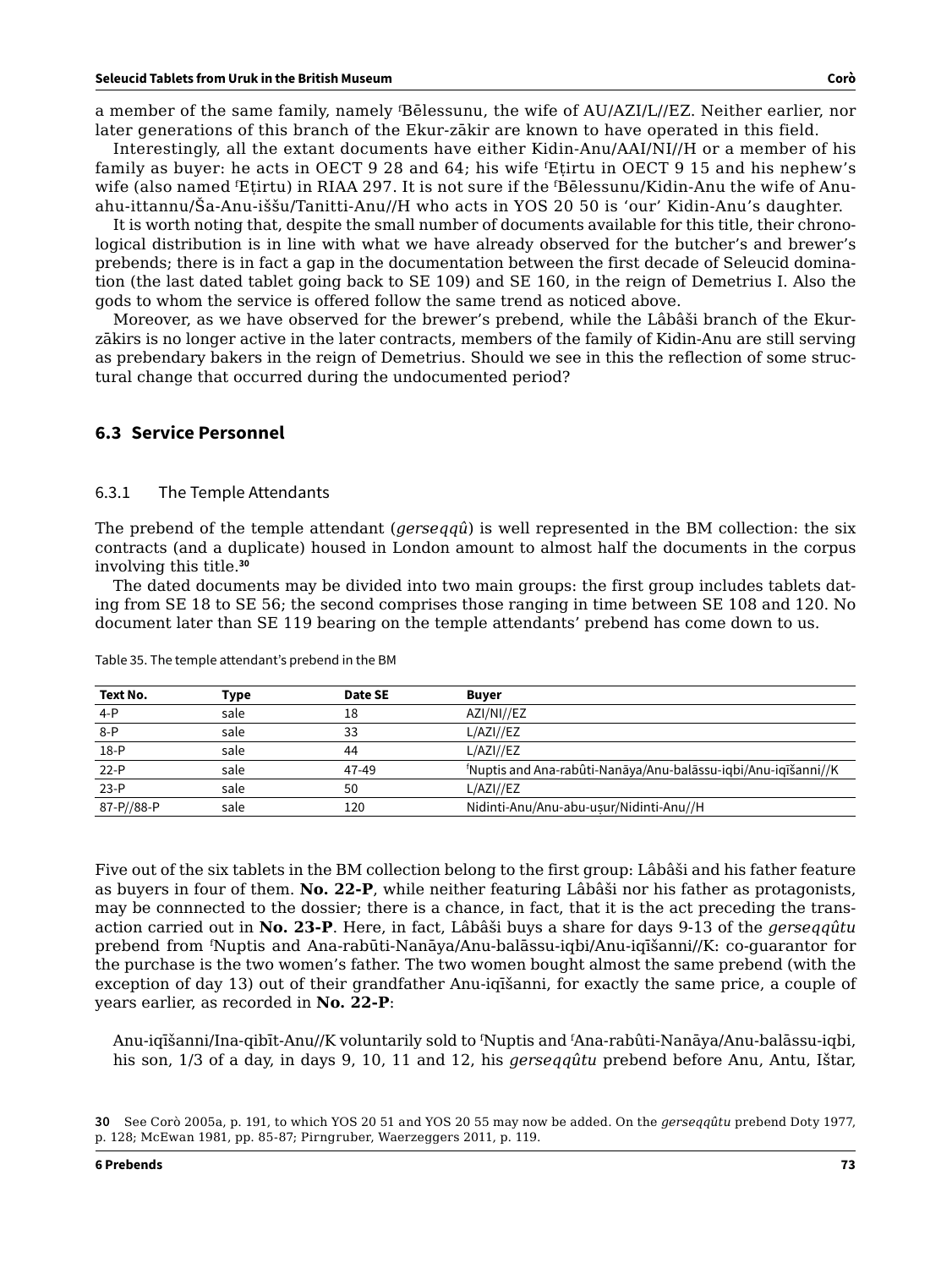a member of the same family, namely ᶠBēlessunu, the wife of AU/AZI/L//EZ. Neither earlier, nor later generations of this branch of the Ekur-zākir are known to have operated in this field.

Interestingly, all the extant documents have either Kidin-Anu/AAI/NI//H or a member of his family as buyer: he acts in OECT 9 28 and 64; his wife ᶠEṭirtu in OECT 9 15 and his nephew's wife (also named ᶠEṭirtu) in RIAA 297. It is not sure if the ᶠBēlessunu/Kidin-Anu the wife of Anu-ahu-ittannu/Ša-Anu-iššu/Tanitti-Anu//H who acts in YOS 20 50 is 'our' Kidin-Anu's daughter.

It is worth noting that, despite the small number of documents available for this title, their chronological distribution is in line with what we have already observed for the butcher's and brewer's prebends; there is in fact a gap in the documentation between the first decade of Seleucid domination (the last dated tablet going back to SE 109) and SE 160, in the reign of Demetrius I. Also the gods to whom the service is offered follow the same trend as noticed above.

Moreover, as we have observed for the brewer's prebend, while the Lâbâši branch of the Ekur-zākirs is no longer active in the later contracts, members of the family of Kidin-Anu are still serving as prebendary bakers in the reign of Demetrius. Should we see in this the reflection of some structural change that occurred during the undocumented period?

## 6.3 Service Personnel

### 6.3.1 The Temple Attendants

The prebend of the temple attendant (*gerseqqû*) is well represented in the BM collection: the six contracts (and a duplicate) housed in London amount to almost half the documents in the corpus involving this title.[30]

The dated documents may be divided into two main groups: the first group includes tablets dating from SE 18 to SE 56; the second comprises those ranging in time between SE 108 and 120. No document later than SE 119 bearing on the temple attendants' prebend has come down to us.

Table 35. The temple attendant's prebend in the BM

| Text No. | Type | Date SE | Buyer |
|---|---|---|---|
| 4-P | sale | 18 | AZI/NI//EZ |
| 8-P | sale | 33 | L/AZI//EZ |
| 18-P | sale | 44 | L/AZI//EZ |
| 22-P | sale | 47-49 | ᶠNuptis and Ana-rabûti-Nanāya/Anu-balāssu-iqbi/Anu-iqīšanni//K |
| 23-P | sale | 50 | L/AZI//EZ |
| 87-P//88-P | sale | 120 | Nidinti-Anu/Anu-abu-uṣur/Nidinti-Anu//H |

Five out of the six tablets in the BM collection belong to the first group: Lâbâši and his father feature as buyers in four of them. **No. 22-P**, while neither featuring Lâbâši nor his father as protagonists, may be connnected to the dossier; there is a chance, in fact, that it is the act preceding the transaction carried out in **No. 23-P**. Here, in fact, Lâbâši buys a share for days 9-13 of the *gerseqqûtu* prebend from ᶠNuptis and Ana-rabūti-Nanāya/Anu-balāssu-iqbi/Anu-iqīšanni//K: co-guarantor for the purchase is the two women's father. The two women bought almost the same prebend (with the exception of day 13) out of their grandfather Anu-iqīšanni, for exactly the same price, a couple of years earlier, as recorded in **No. 22-P**:

> Anu-iqīšanni/Ina-qibīt-Anu//K voluntarily sold to ᶠNuptis and ᶠAna-rabûti-Nanāya/Anu-balāssu-iqbi, his son, 1/3 of a day, in days 9, 10, 11 and 12, his *gerseqqûtu* prebend before Anu, Antu, Ištar,

30 See Corò 2005a, p. 191, to which YOS 20 51 and YOS 20 55 may now be added. On the *gerseqqûtu* prebend Doty 1977, p. 128; McEwan 1981, pp. 85-87; Pirngruber, Waerzeggers 2011, p. 119.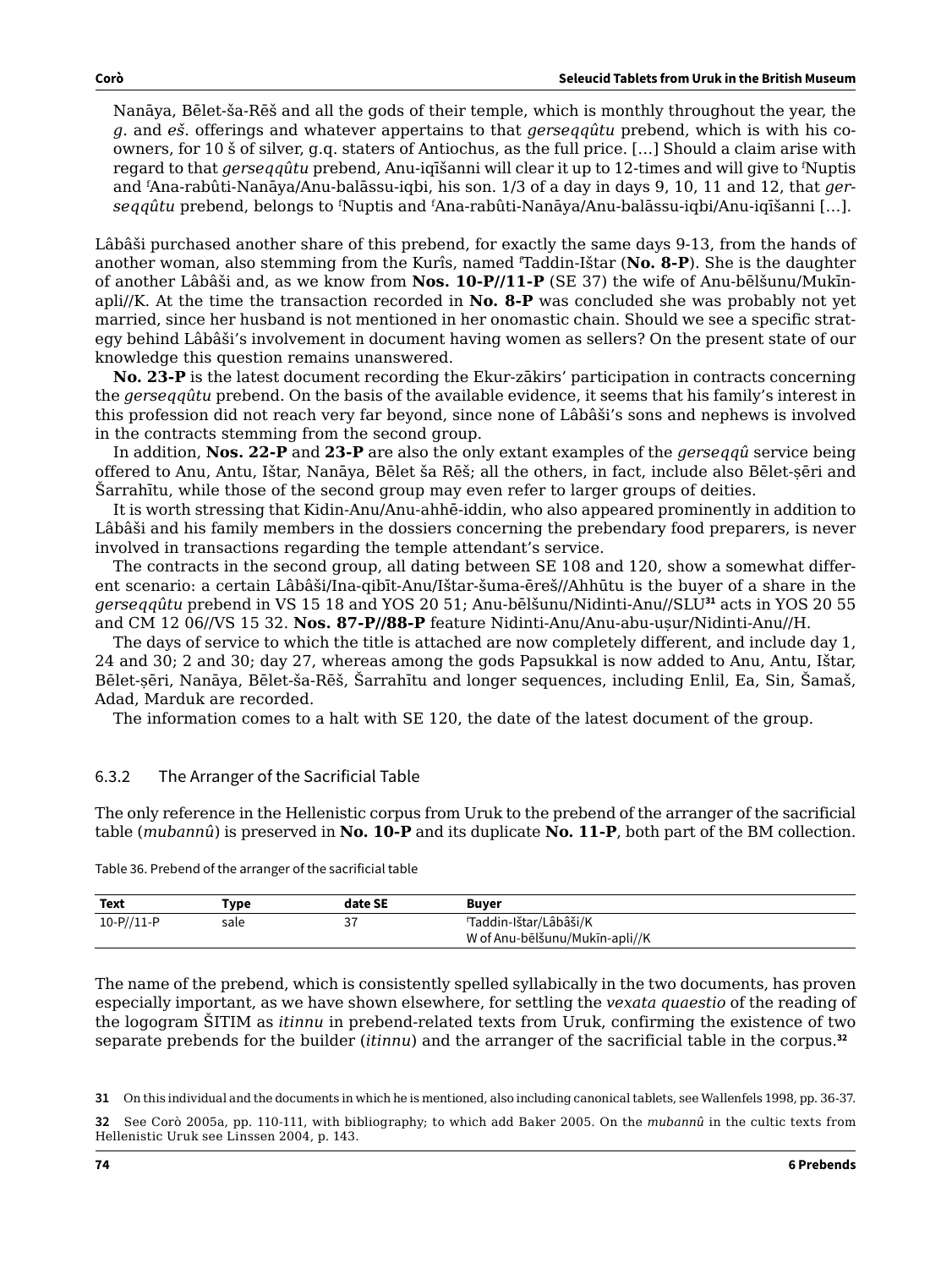Nanāya, Bēlet-ša-Rēš and all the gods of their temple, which is monthly throughout the year, the *g*. and *eš*. offerings and whatever appertains to that *gerseqqûtu* prebend, which is with his co-owners, for 10 š of silver, g.q. staters of Antiochus, as the full price. […] Should a claim arise with regard to that *gerseqqûtu* prebend, Anu-iqīšanni will clear it up to 12-times and will give to ᶠNuptis and ᶠAna-rabûti-Nanāya/Anu-balāssu-iqbi, his son. 1/3 of a day in days 9, 10, 11 and 12, that *gerseqqûtu* prebend, belongs to ᶠNuptis and ᶠAna-rabûti-Nanāya/Anu-balāssu-iqbi/Anu-iqīšanni […].

Lâbâši purchased another share of this prebend, for exactly the same days 9-13, from the hands of another woman, also stemming from the Kurîs, named ᶠTaddin-Ištar (**No. 8-P**). She is the daughter of another Lâbâši and, as we know from **Nos. 10-P//11-P** (SE 37) the wife of Anu-bēlšunu/Mukīn-apli//K. At the time the transaction recorded in **No. 8-P** was concluded she was probably not yet married, since her husband is not mentioned in her onomastic chain. Should we see a specific strategy behind Lâbâši's involvement in document having women as sellers? On the present state of our knowledge this question remains unanswered.

**No. 23-P** is the latest document recording the Ekur-zākirs' participation in contracts concerning the *gerseqqûtu* prebend. On the basis of the available evidence, it seems that his family's interest in this profession did not reach very far beyond, since none of Lâbâši's sons and nephews is involved in the contracts stemming from the second group.

In addition, **Nos. 22-P** and **23-P** are also the only extant examples of the *gerseqqû* service being offered to Anu, Antu, Ištar, Nanāya, Bēlet ša Rēš; all the others, in fact, include also Bēlet-ṣēri and Šarrahītu, while those of the second group may even refer to larger groups of deities.

It is worth stressing that Kidin-Anu/Anu-ahhē-iddin, who also appeared prominently in addition to Lâbâši and his family members in the dossiers concerning the prebendary food preparers, is never involved in transactions regarding the temple attendant's service.

The contracts in the second group, all dating between SE 108 and 120, show a somewhat different scenario: a certain Lâbâši/Ina-qibīt-Anu/Ištar-šuma-ēreš//Ahhūtu is the buyer of a share in the *gerseqqûtu* prebend in VS 15 18 and YOS 20 51; Anu-bēlšunu/Nidinti-Anu//SLU[31] acts in YOS 20 55 and CM 12 06//VS 15 32. **Nos. 87-P//88-P** feature Nidinti-Anu/Anu-abu-uṣur/Nidinti-Anu//H.

The days of service to which the title is attached are now completely different, and include day 1, 24 and 30; 2 and 30; day 27, whereas among the gods Papsukkal is now added to Anu, Antu, Ištar, Bēlet-ṣēri, Nanāya, Bēlet-ša-Rēš, Šarrahītu and longer sequences, including Enlil, Ea, Sin, Šamaš, Adad, Marduk are recorded.

The information comes to a halt with SE 120, the date of the latest document of the group.

### 6.3.2 The Arranger of the Sacrificial Table

The only reference in the Hellenistic corpus from Uruk to the prebend of the arranger of the sacrificial table (*mubannû*) is preserved in **No. 10-P** and its duplicate **No. 11-P**, both part of the BM collection.

Table 36. Prebend of the arranger of the sacrificial table

| Text | Type | date SE | Buyer |
|---|---|---|---|
| 10-P//11-P | sale | 37 | ᶠTaddin-Ištar/Lâbâši/K<br>W of Anu-bēlšunu/Mukīn-apli//K |

The name of the prebend, which is consistently spelled syllabically in the two documents, has proven especially important, as we have shown elsewhere, for settling the *vexata quaestio* of the reading of the logogram ŠITIM as *itinnu* in prebend-related texts from Uruk, confirming the existence of two separate prebends for the builder (*itinnu*) and the arranger of the sacrificial table in the corpus.[32]

31 On this individual and the documents in which he is mentioned, also including canonical tablets, see Wallenfels 1998, pp. 36-37.

32 See Corò 2005a, pp. 110-111, with bibliography; to which add Baker 2005. On the *mubannû* in the cultic texts from Hellenistic Uruk see Linssen 2004, p. 143.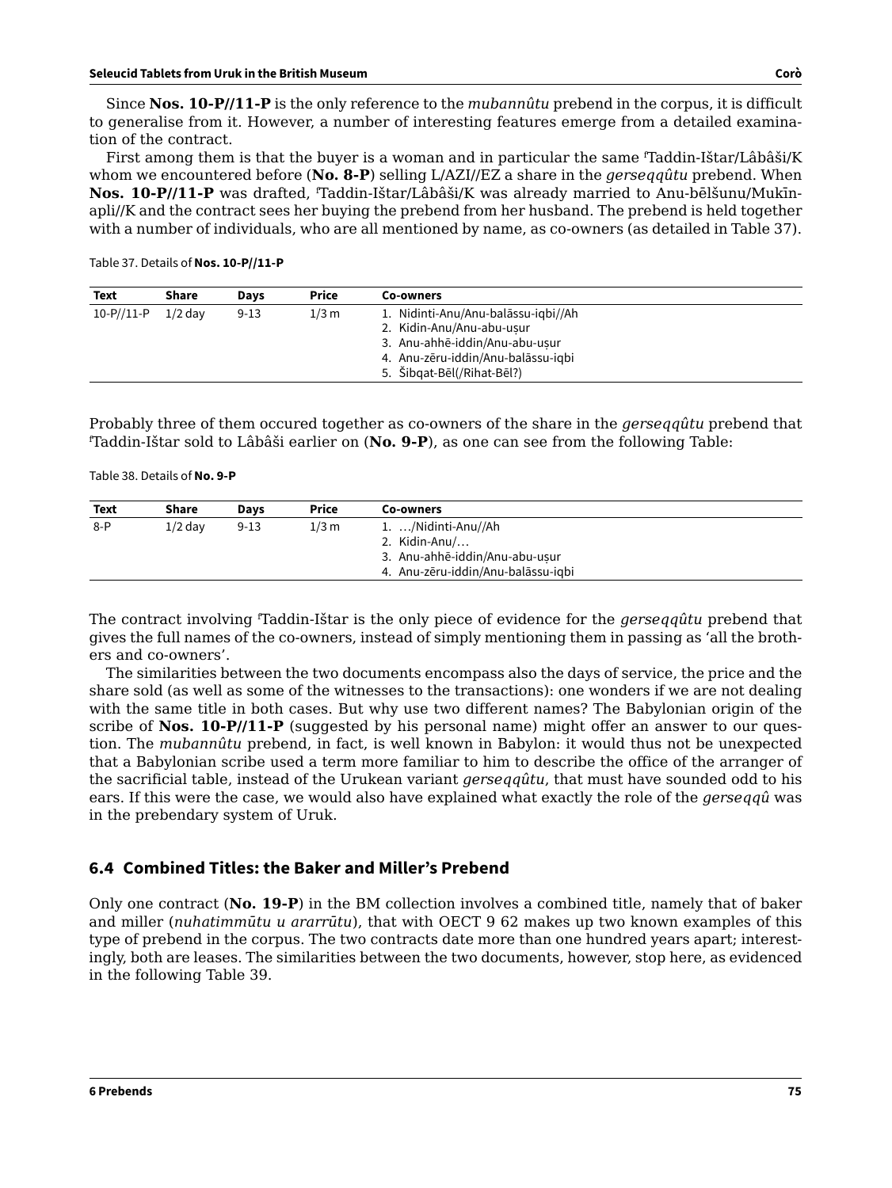Since **Nos. 10-P//11-P** is the only reference to the *mubannûtu* prebend in the corpus, it is difficult to generalise from it. However, a number of interesting features emerge from a detailed examination of the contract.

First among them is that the buyer is a woman and in particular the same ᶠTaddin-Ištar/Lâbâši/K whom we encountered before (**No. 8-P**) selling L/AZI//EZ a share in the *gerseqqûtu* prebend. When **Nos. 10-P//11-P** was drafted, ᶠTaddin-Ištar/Lâbâši/K was already married to Anu-bēlšunu/Mukīn-apli//K and the contract sees her buying the prebend from her husband. The prebend is held together with a number of individuals, who are all mentioned by name, as co-owners (as detailed in Table 37).

Table 37. Details of **Nos. 10-P//11-P**

| Text | Share | Days | Price | Co-owners |
|---|---|---|---|---|
| 10-P//11-P | 1/2 day | 9-13 | 1/3 m | 1. Nidinti-Anu/Anu-balāssu-iqbi//Ah<br>2. Kidin-Anu/Anu-abu-uṣur<br>3. Anu-ahhē-iddin/Anu-abu-uṣur<br>4. Anu-zēru-iddin/Anu-balāssu-iqbi<br>5. Šibqat-Bēl(/Rihat-Bēl?) |

Probably three of them occured together as co-owners of the share in the *gerseqqûtu* prebend that ᶠTaddin-Ištar sold to Lâbâši earlier on (**No. 9-P**), as one can see from the following Table:

Table 38. Details of **No. 9-P**

| Text | Share | Days | Price | Co-owners |
|---|---|---|---|---|
| 8-P | 1/2 day | 9-13 | 1/3 m | 1. …/Nidinti-Anu//Ah<br>2. Kidin-Anu/…<br>3. Anu-ahhē-iddin/Anu-abu-uṣur<br>4. Anu-zēru-iddin/Anu-balāssu-iqbi |

The contract involving ᶠTaddin-Ištar is the only piece of evidence for the *gerseqqûtu* prebend that gives the full names of the co-owners, instead of simply mentioning them in passing as 'all the brothers and co-owners'.

The similarities between the two documents encompass also the days of service, the price and the share sold (as well as some of the witnesses to the transactions): one wonders if we are not dealing with the same title in both cases. But why use two different names? The Babylonian origin of the scribe of **Nos. 10-P//11-P** (suggested by his personal name) might offer an answer to our question. The *mubannûtu* prebend, in fact, is well known in Babylon: it would thus not be unexpected that a Babylonian scribe used a term more familiar to him to describe the office of the arranger of the sacrificial table, instead of the Urukean variant *gerseqqûtu*, that must have sounded odd to his ears. If this were the case, we would also have explained what exactly the role of the *gerseqqû* was in the prebendary system of Uruk.

## 6.4 Combined Titles: the Baker and Miller's Prebend

Only one contract (**No. 19-P**) in the BM collection involves a combined title, namely that of baker and miller (*nuhatimmūtu u ararrūtu*), that with OECT 9 62 makes up two known examples of this type of prebend in the corpus. The two contracts date more than one hundred years apart; interestingly, both are leases. The similarities between the two documents, however, stop here, as evidenced in the following Table 39.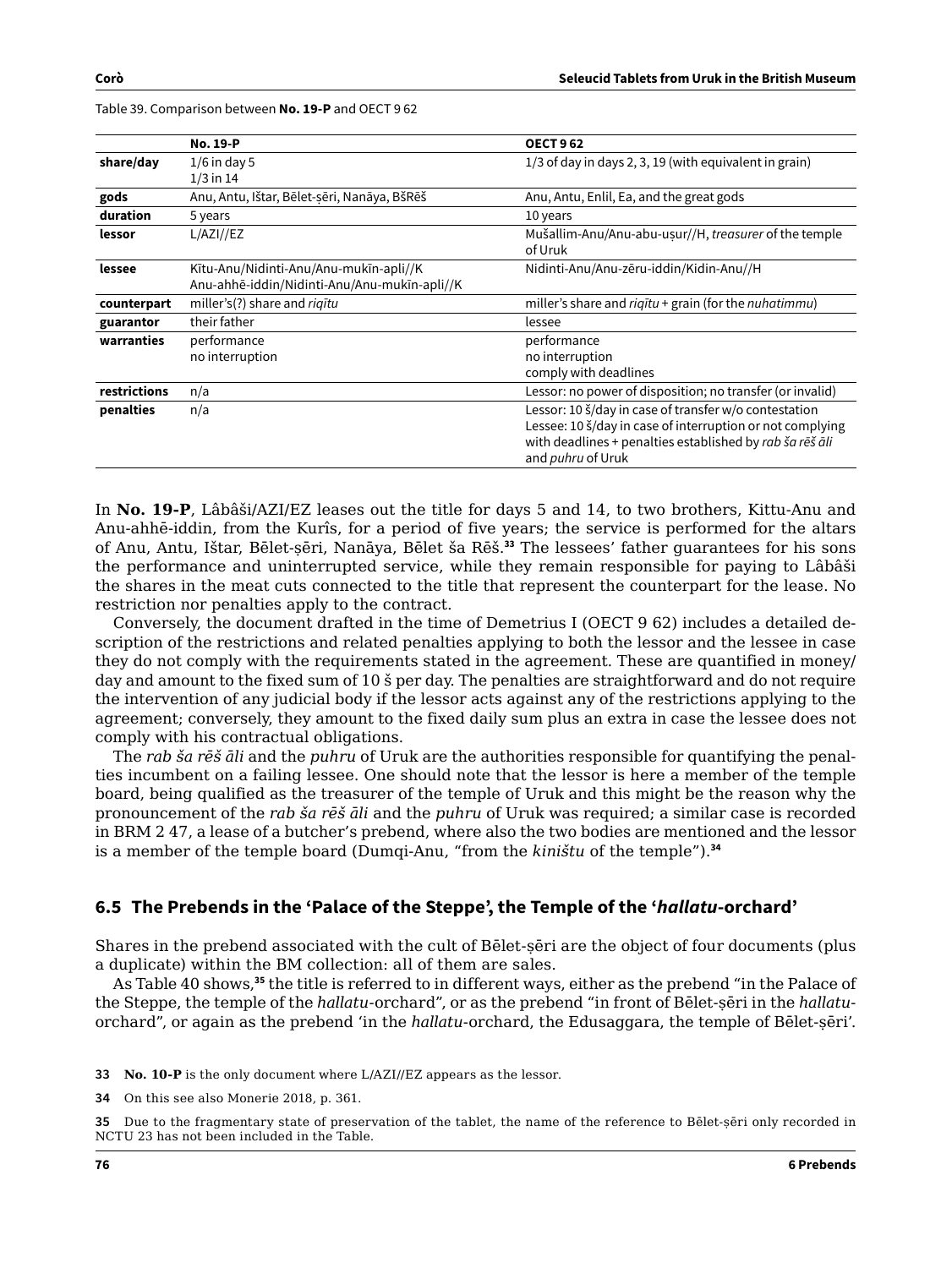Table 39. Comparison between **No. 19-P** and OECT 9 62

| | **No. 19-P** | **OECT 9 62** |
|---|---|---|
| **share/day** | 1/6 in day 5<br>1/3 in 14 | 1/3 of day in days 2, 3, 19 (with equivalent in grain) |
| **gods** | Anu, Antu, Ištar, Bēlet-ṣēri, Nanāya, BšRēš | Anu, Antu, Enlil, Ea, and the great gods |
| **duration** | 5 years | 10 years |
| **lessor** | L/AZI//EZ | Mušallim-Anu/Anu-abu-uṣur//H, *treasurer* of the temple of Uruk |
| **lessee** | Kītu-Anu/Nidinti-Anu/Anu-mukīn-apli//K<br>Anu-ahhē-iddin/Nidinti-Anu/Anu-mukīn-apli//K | Nidinti-Anu/Anu-zēru-iddin/Kidin-Anu//H |
| **counterpart** | miller's(?) share and *riqītu* | miller's share and *riqītu* + grain (for the *nuhatimmu*) |
| **guarantor** | their father | lessee |
| **warranties** | performance<br>no interruption | performance<br>no interruption<br>comply with deadlines |
| **restrictions** | n/a | Lessor: no power of disposition; no transfer (or invalid) |
| **penalties** | n/a | Lessor: 10 š/day in case of transfer w/o contestation<br>Lessee: 10 š/day in case of interruption or not complying with deadlines + penalties established by *rab ša rēš āli* and *puhru* of Uruk |

In **No. 19-P**, Lâbâši/AZI/EZ leases out the title for days 5 and 14, to two brothers, Kittu-Anu and Anu-ahhē-iddin, from the Kurîs, for a period of five years; the service is performed for the altars of Anu, Antu, Ištar, Bēlet-ṣēri, Nanāya, Bēlet ša Rēš.[33] The lessees' father guarantees for his sons the performance and uninterrupted service, while they remain responsible for paying to Lâbâši the shares in the meat cuts connected to the title that represent the counterpart for the lease. No restriction nor penalties apply to the contract.

Conversely, the document drafted in the time of Demetrius I (OECT 9 62) includes a detailed description of the restrictions and related penalties applying to both the lessor and the lessee in case they do not comply with the requirements stated in the agreement. These are quantified in money/day and amount to the fixed sum of 10 š per day. The penalties are straightforward and do not require the intervention of any judicial body if the lessor acts against any of the restrictions applying to the agreement; conversely, they amount to the fixed daily sum plus an extra in case the lessee does not comply with his contractual obligations.

The *rab ša rēš āli* and the *puhru* of Uruk are the authorities responsible for quantifying the penalties incumbent on a failing lessee. One should note that the lessor is here a member of the temple board, being qualified as the treasurer of the temple of Uruk and this might be the reason why the pronouncement of the *rab ša rēš āli* and the *puhru* of Uruk was required; a similar case is recorded in BRM 2 47, a lease of a butcher's prebend, where also the two bodies are mentioned and the lessor is a member of the temple board (Dumqi-Anu, "from the *kiništu* of the temple").[34]

## 6.5 The Prebends in the 'Palace of the Steppe', the Temple of the '*hallatu*-orchard'

Shares in the prebend associated with the cult of Bēlet-ṣēri are the object of four documents (plus a duplicate) within the BM collection: all of them are sales.

As Table 40 shows,[35] the title is referred to in different ways, either as the prebend "in the Palace of the Steppe, the temple of the *hallatu*-orchard", or as the prebend "in front of Bēlet-ṣēri in the *hallatu*-orchard", or again as the prebend 'in the *hallatu*-orchard, the Edusaggara, the temple of Bēlet-ṣēri'.

33 **No. 10-P** is the only document where L/AZI//EZ appears as the lessor.

34 On this see also Monerie 2018, p. 361.

35 Due to the fragmentary state of preservation of the tablet, the name of the reference to Bēlet-ṣēri only recorded in NCTU 23 has not been included in the Table.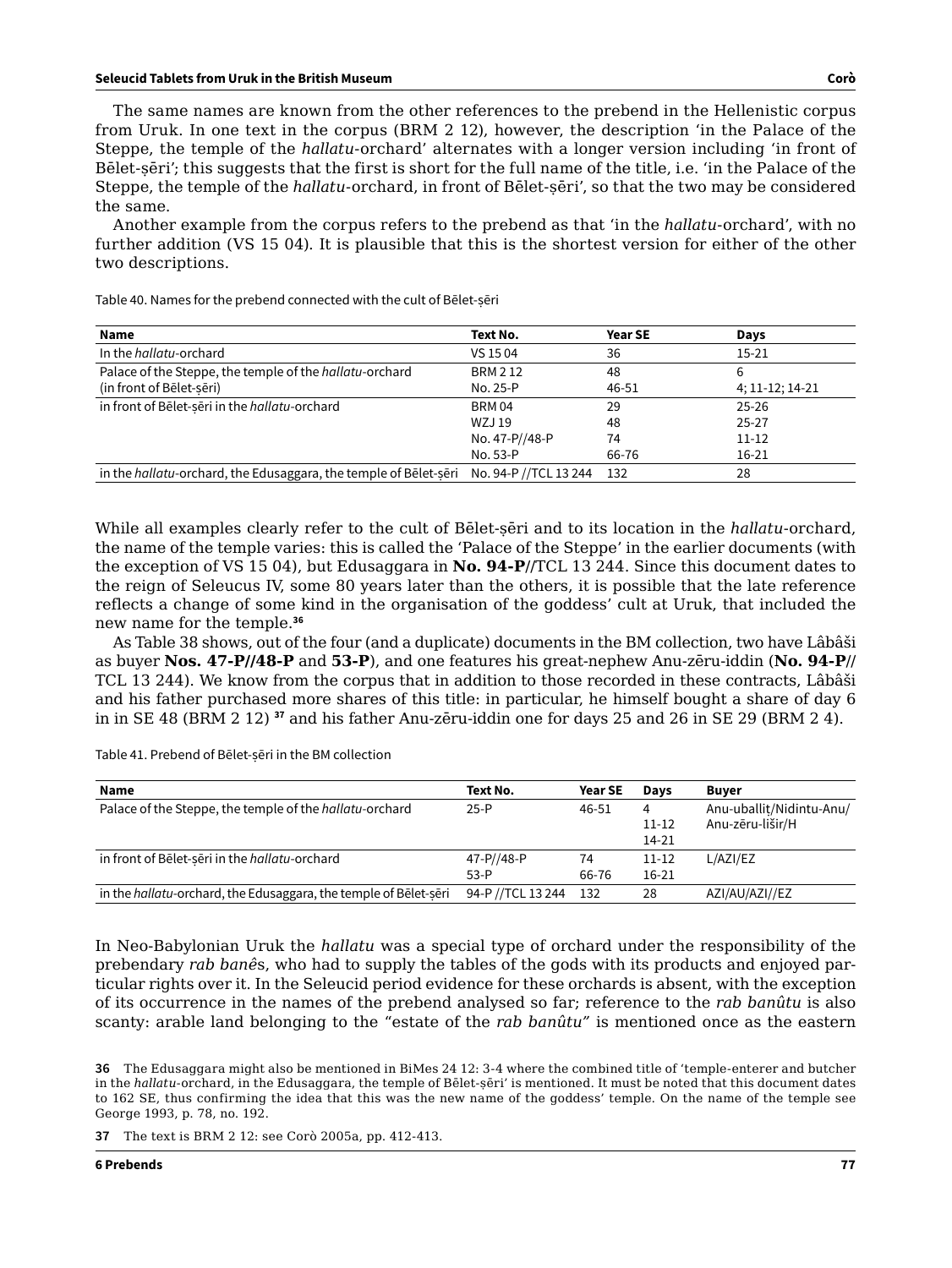The same names are known from the other references to the prebend in the Hellenistic corpus from Uruk. In one text in the corpus (BRM 2 12), however, the description 'in the Palace of the Steppe, the temple of the *hallatu*-orchard' alternates with a longer version including 'in front of Bēlet-ṣēri'; this suggests that the first is short for the full name of the title, i.e. 'in the Palace of the Steppe, the temple of the *hallatu*-orchard, in front of Bēlet-ṣēri', so that the two may be considered the same.

Another example from the corpus refers to the prebend as that 'in the *hallatu*-orchard', with no further addition (VS 15 04). It is plausible that this is the shortest version for either of the other two descriptions.

Table 40. Names for the prebend connected with the cult of Bēlet-ṣēri

| Name | Text No. | Year SE | Days |
|---|---|---|---|
| In the *hallatu*-orchard | VS 15 04 | 36 | 15-21 |
| Palace of the Steppe, the temple of the *hallatu*-orchard (in front of Bēlet-ṣēri) | BRM 2 12<br>No. 25-P | 48<br>46-51 | 6<br>4; 11-12; 14-21 |
| in front of Bēlet-ṣēri in the *hallatu*-orchard | BRM 04<br>WZJ 19<br>No. 47-P//48-P<br>No. 53-P | 29<br>48<br>74<br>66-76 | 25-26<br>25-27<br>11-12<br>16-21 |
| in the *hallatu*-orchard, the Edusaggara, the temple of Bēlet-ṣēri | No. 94-P //TCL 13 244 | 132 | 28 |

While all examples clearly refer to the cult of Bēlet-ṣēri and to its location in the *hallatu*-orchard, the name of the temple varies: this is called the 'Palace of the Steppe' in the earlier documents (with the exception of VS 15 04), but Edusaggara in **No. 94-P**//TCL 13 244. Since this document dates to the reign of Seleucus IV, some 80 years later than the others, it is possible that the late reference reflects a change of some kind in the organisation of the goddess' cult at Uruk, that included the new name for the temple.[36]

As Table 38 shows, out of the four (and a duplicate) documents in the BM collection, two have Lâbâši as buyer **Nos. 47-P//48-P** and **53-P**), and one features his great-nephew Anu-zēru-iddin (**No. 94-P**// TCL 13 244). We know from the corpus that in addition to those recorded in these contracts, Lâbâši and his father purchased more shares of this title: in particular, he himself bought a share of day 6 in in SE 48 (BRM 2 12) [37] and his father Anu-zēru-iddin one for days 25 and 26 in SE 29 (BRM 2 4).

Table 41. Prebend of Bēlet-ṣēri in the BM collection

| Name | Text No. | Year SE | Days | Buyer |
|---|---|---|---|---|
| Palace of the Steppe, the temple of the *hallatu*-orchard | 25-P | 46-51 | 4<br>11-12<br>14-21 | Anu-uballiṭ/Nidintu-Anu/ Anu-zēru-lišir/H |
| in front of Bēlet-ṣēri in the *hallatu*-orchard | 47-P//48-P<br>53-P | 74<br>66-76 | 11-12<br>16-21 | L/AZI/EZ |
| in the *hallatu*-orchard, the Edusaggara, the temple of Bēlet-ṣēri | 94-P //TCL 13 244 | 132 | 28 | AZI/AU/AZI//EZ |

In Neo-Babylonian Uruk the *hallatu* was a special type of orchard under the responsibility of the prebendary *rab banês*, who had to supply the tables of the gods with its products and enjoyed particular rights over it. In the Seleucid period evidence for these orchards is absent, with the exception of its occurrence in the names of the prebend analysed so far; reference to the *rab banûtu* is also scanty: arable land belonging to the "estate of the *rab banûtu"* is mentioned once as the eastern

36 The Edusaggara might also be mentioned in BiMes 24 12: 3-4 where the combined title of 'temple-enterer and butcher in the *hallatu*-orchard, in the Edusaggara, the temple of Bēlet-ṣēri' is mentioned. It must be noted that this document dates to 162 SE, thus confirming the idea that this was the new name of the goddess' temple. On the name of the temple see George 1993, p. 78, no. 192.

37 The text is BRM 2 12: see Corò 2005a, pp. 412-413.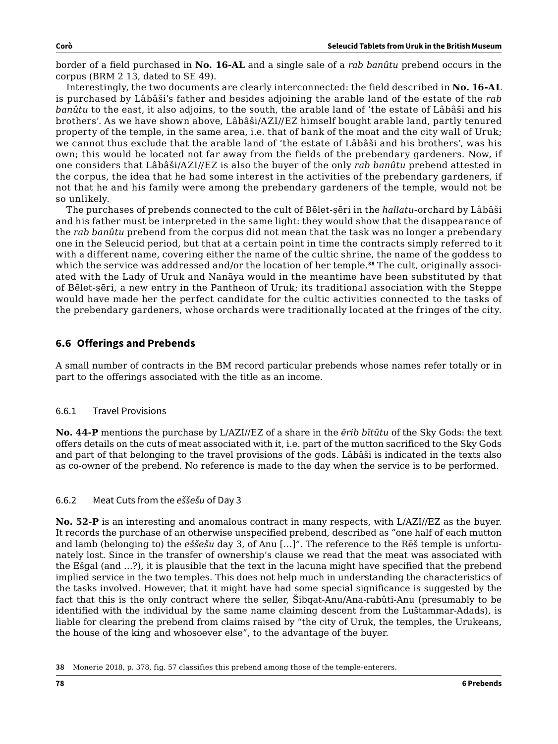border of a field purchased in **No. 16-AL** and a single sale of a *rab banûtu* prebend occurs in the corpus (BRM 2 13, dated to SE 49).

Interestingly, the two documents are clearly interconnected: the field described in **No. 16-AL** is purchased by Lâbâši's father and besides adjoining the arable land of the estate of the *rab banûtu* to the east, it also adjoins, to the south, the arable land of 'the estate of Lâbâši and his brothers'. As we have shown above, Lâbâši/AZI//EZ himself bought arable land, partly tenured property of the temple, in the same area, i.e. that of bank of the moat and the city wall of Uruk; we cannot thus exclude that the arable land of 'the estate of Lâbâši and his brothers', was his own; this would be located not far away from the fields of the prebendary gardeners. Now, if one considers that Lâbâši/AZI//EZ is also the buyer of the only *rab banûtu* prebend attested in the corpus, the idea that he had some interest in the activities of the prebendary gardeners, if not that he and his family were among the prebendary gardeners of the temple, would not be so unlikely.

The purchases of prebends connected to the cult of Bēlet-ṣēri in the *hallatu*-orchard by Lâbâši and his father must be interpreted in the same light: they would show that the disappearance of the *rab banûtu* prebend from the corpus did not mean that the task was no longer a prebendary one in the Seleucid period, but that at a certain point in time the contracts simply referred to it with a different name, covering either the name of the cultic shrine, the name of the goddess to which the service was addressed and/or the location of her temple.[38] The cult, originally associated with the Lady of Uruk and Nanāya would in the meantime have been substituted by that of Bēlet-ṣēri, a new entry in the Pantheon of Uruk; its traditional association with the Steppe would have made her the perfect candidate for the cultic activities connected to the tasks of the prebendary gardeners, whose orchards were traditionally located at the fringes of the city.

## 6.6 Offerings and Prebends

A small number of contracts in the BM record particular prebends whose names refer totally or in part to the offerings associated with the title as an income.

### 6.6.1 Travel Provisions

**No. 44-P** mentions the purchase by L/AZI//EZ of a share in the *ērib bītūtu* of the Sky Gods: the text offers details on the cuts of meat associated with it, i.e. part of the mutton sacrificed to the Sky Gods and part of that belonging to the travel provisions of the gods. Lâbâši is indicated in the texts also as co-owner of the prebend. No reference is made to the day when the service is to be performed.

### 6.6.2 Meat Cuts from the *eššešu* of Day 3

**No. 52-P** is an interesting and anomalous contract in many respects, with L/AZI//EZ as the buyer. It records the purchase of an otherwise unspecified prebend, described as "one half of each mutton and lamb (belonging to) the *eššešu* day 3, of Anu […]". The reference to the Rēš temple is unfortunately lost. Since in the transfer of ownership's clause we read that the meat was associated with the Ešgal (and …?), it is plausible that the text in the lacuna might have specified that the prebend implied service in the two temples. This does not help much in understanding the characteristics of the tasks involved. However, that it might have had some special significance is suggested by the fact that this is the only contract where the seller, Šibqat-Anu/Ana-rabûti-Anu (presumably to be identified with the individual by the same name claiming descent from the Luštammar-Adads), is liable for clearing the prebend from claims raised by "the city of Uruk, the temples, the Urukeans, the house of the king and whosoever else", to the advantage of the buyer.

38 Monerie 2018, p. 378, fig. 57 classifies this prebend among those of the temple-enterers.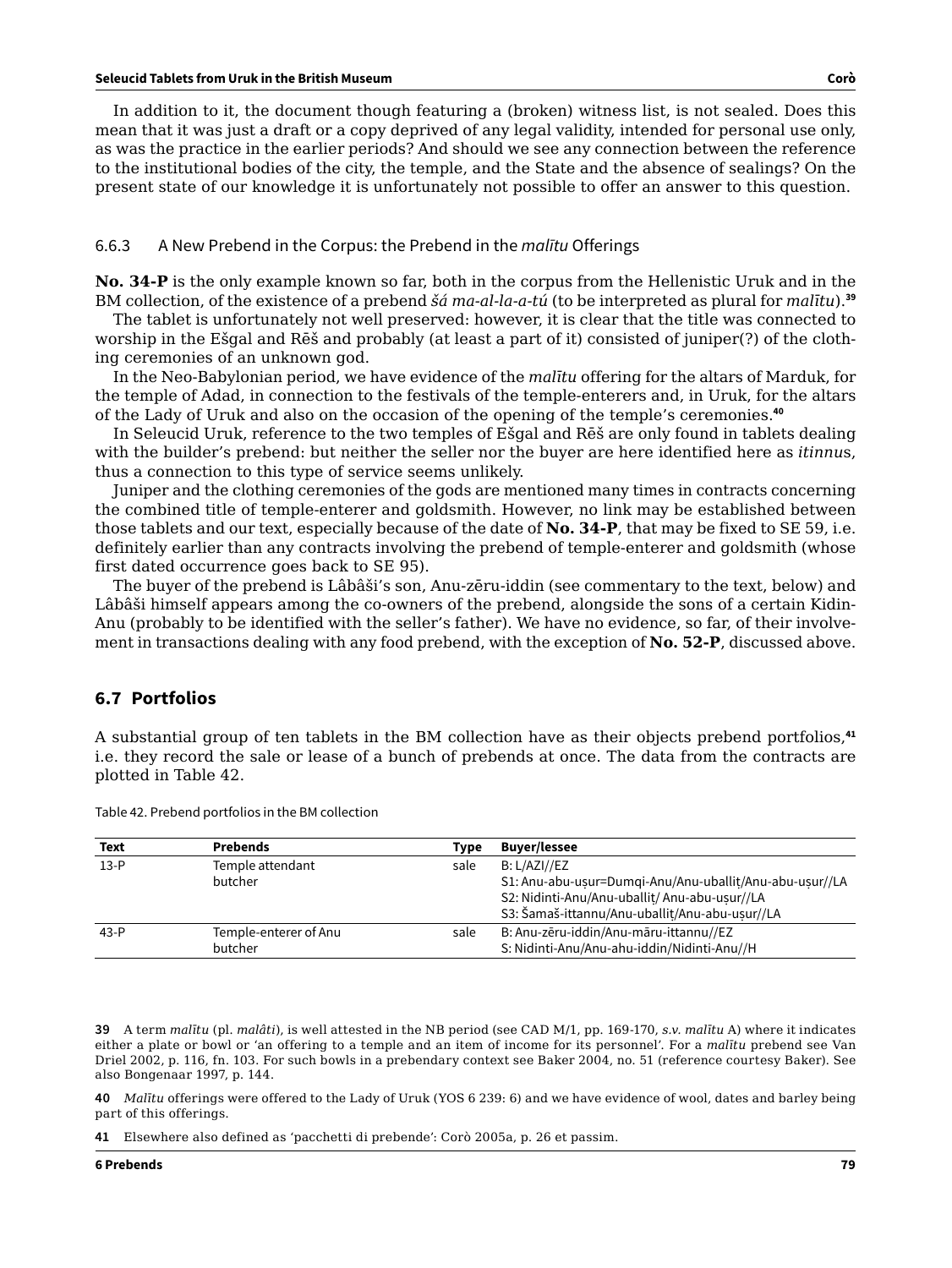In addition to it, the document though featuring a (broken) witness list, is not sealed. Does this mean that it was just a draft or a copy deprived of any legal validity, intended for personal use only, as was the practice in the earlier periods? And should we see any connection between the reference to the institutional bodies of the city, the temple, and the State and the absence of sealings? On the present state of our knowledge it is unfortunately not possible to offer an answer to this question.

### 6.6.3 A New Prebend in the Corpus: the Prebend in the *malītu* Offerings

**No. 34-P** is the only example known so far, both in the corpus from the Hellenistic Uruk and in the BM collection, of the existence of a prebend *šá ma-al-la-a-tú* (to be interpreted as plural for *malītu*).[39]

The tablet is unfortunately not well preserved: however, it is clear that the title was connected to worship in the Ešgal and Rēš and probably (at least a part of it) consisted of juniper(?) of the clothing ceremonies of an unknown god.

In the Neo-Babylonian period, we have evidence of the *malītu* offering for the altars of Marduk, for the temple of Adad, in connection to the festivals of the temple-enterers and, in Uruk, for the altars of the Lady of Uruk and also on the occasion of the opening of the temple's ceremonies.[40]

In Seleucid Uruk, reference to the two temples of Ešgal and Rēš are only found in tablets dealing with the builder's prebend: but neither the seller nor the buyer are here identified here as *itinnu*s, thus a connection to this type of service seems unlikely.

Juniper and the clothing ceremonies of the gods are mentioned many times in contracts concerning the combined title of temple-enterer and goldsmith. However, no link may be established between those tablets and our text, especially because of the date of **No. 34-P**, that may be fixed to SE 59, i.e. definitely earlier than any contracts involving the prebend of temple-enterer and goldsmith (whose first dated occurrence goes back to SE 95).

The buyer of the prebend is Lâbâši's son, Anu-zēru-iddin (see commentary to the text, below) and Lâbâši himself appears among the co-owners of the prebend, alongside the sons of a certain Kidin-Anu (probably to be identified with the seller's father). We have no evidence, so far, of their involvement in transactions dealing with any food prebend, with the exception of **No. 52-P**, discussed above.

## 6.7 Portfolios

A substantial group of ten tablets in the BM collection have as their objects prebend portfolios,[41] i.e. they record the sale or lease of a bunch of prebends at once. The data from the contracts are plotted in Table 42.

Table 42. Prebend portfolios in the BM collection

| Text | Prebends | Type | Buyer/lessee |
|---|---|---|---|
| 13-P | Temple attendant<br>butcher | sale | B: L/AZI//EZ<br>S1: Anu-abu-uṣur=Dumqi-Anu/Anu-uballiṭ/Anu-abu-uṣur//LA<br>S2: Nidinti-Anu/Anu-uballiṭ/ Anu-abu-uṣur//LA<br>S3: Šamaš-ittannu/Anu-uballiṭ/Anu-abu-uṣur//LA |
| 43-P | Temple-enterer of Anu<br>butcher | sale | B: Anu-zēru-iddin/Anu-māru-ittannu//EZ<br>S: Nidinti-Anu/Anu-ahu-iddin/Nidinti-Anu//H |

39 A term *malītu* (pl. *malâti*), is well attested in the NB period (see CAD M/1, pp. 169-170, *s.v. malītu* A) where it indicates either a plate or bowl or 'an offering to a temple and an item of income for its personnel'. For a *malītu* prebend see Van Driel 2002, p. 116, fn. 103. For such bowls in a prebendary context see Baker 2004, no. 51 (reference courtesy Baker). See also Bongenaar 1997, p. 144.

40 *Malītu* offerings were offered to the Lady of Uruk (YOS 6 239: 6) and we have evidence of wool, dates and barley being part of this offerings.

41 Elsewhere also defined as 'pacchetti di prebende': Corò 2005a, p. 26 et passim.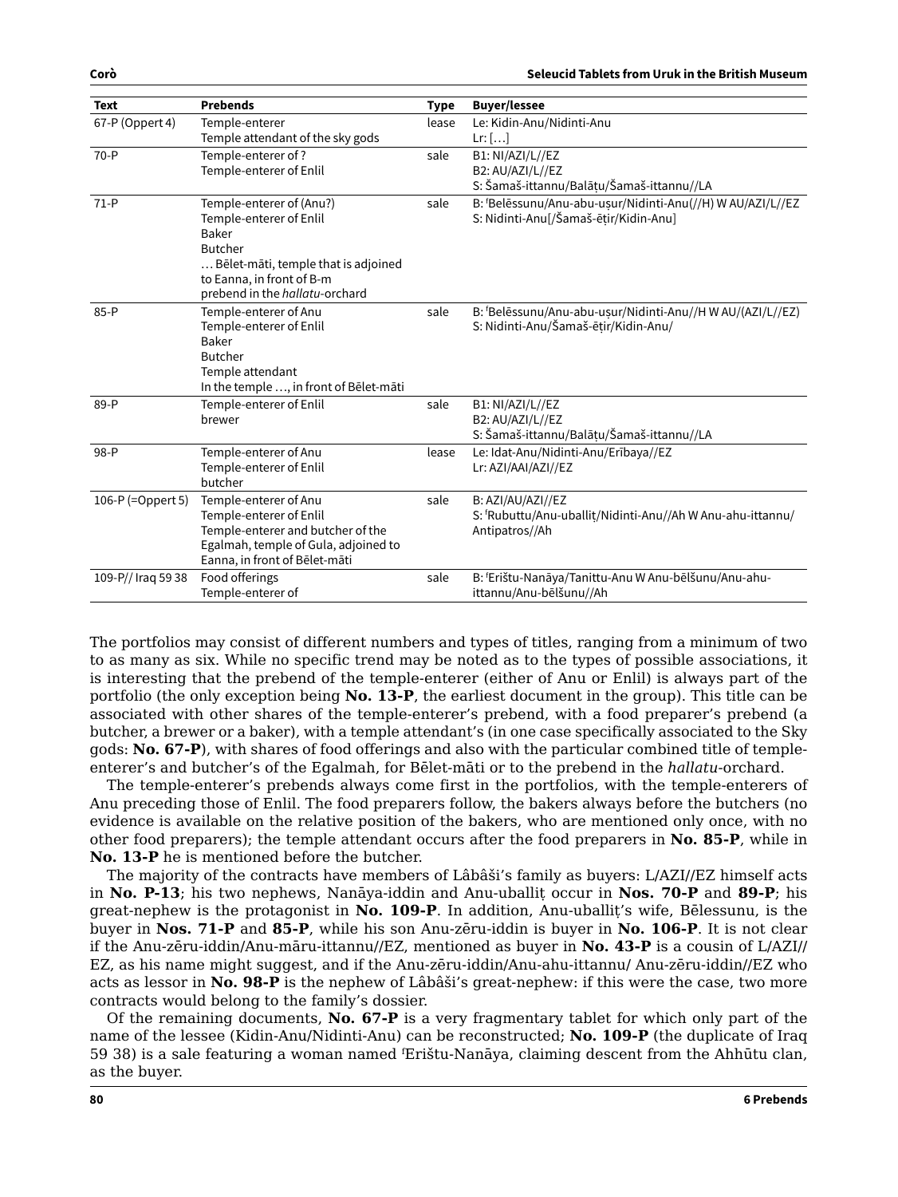| Text | Prebends | Type | Buyer/lessee |
|---|---|---|---|
| 67-P (Oppert 4) | Temple-enterer<br>Temple attendant of the sky gods | lease | Le: Kidin-Anu/Nidinti-Anu<br>Lr: […] |
| 70-P | Temple-enterer of ?<br>Temple-enterer of Enlil | sale | B1: NI/AZI/L//EZ<br>B2: AU/AZI/L//EZ<br>S: Šamaš-ittannu/Balāṭu/Šamaš-ittannu//LA |
| 71-P | Temple-enterer of (Anu?)<br>Temple-enterer of Enlil<br>Baker<br>Butcher<br>… Bēlet-māti, temple that is adjoined to Eanna, in front of B-m<br>prebend in the *hallatu*-orchard | sale | B: ᶠBelēssunu/Anu-abu-uṣur/Nidinti-Anu(//H) W AU/AZI/L//EZ<br>S: Nidinti-Anu[/Šamaš-ēṭir/Kidin-Anu] |
| 85-P | Temple-enterer of Anu<br>Temple-enterer of Enlil<br>Baker<br>Butcher<br>Temple attendant<br>In the temple …, in front of Bēlet-māti | sale | B: ᶠBelēssunu/Anu-abu-uṣur/Nidinti-Anu//H W AU/(AZI/L//EZ)<br>S: Nidinti-Anu/Šamaš-ēṭir/Kidin-Anu/ |
| 89-P | Temple-enterer of Enlil<br>brewer | sale | B1: NI/AZI/L//EZ<br>B2: AU/AZI/L//EZ<br>S: Šamaš-ittannu/Balāṭu/Šamaš-ittannu//LA |
| 98-P | Temple-enterer of Anu<br>Temple-enterer of Enlil<br>butcher | lease | Le: Idat-Anu/Nidinti-Anu/Erībaya//EZ<br>Lr: AZI/AAI/AZI//EZ |
| 106-P (=Oppert 5) | Temple-enterer of Anu<br>Temple-enterer of Enlil<br>Temple-enterer and butcher of the Egalmah, temple of Gula, adjoined to Eanna, in front of Bēlet-māti | sale | B: AZI/AU/AZI//EZ<br>S: ᶠRubuttu/Anu-uballiṭ/Nidinti-Anu//Ah W Anu-ahu-ittannu/Antipatros//Ah |
| 109-P// Iraq 59 38 | Food offerings<br>Temple-enterer of | sale | B: ᶠErištu-Nanāya/Tanittu-Anu W Anu-bēlšunu/Anu-ahu-ittannu/Anu-bēlšunu//Ah |

The portfolios may consist of different numbers and types of titles, ranging from a minimum of two to as many as six. While no specific trend may be noted as to the types of possible associations, it is interesting that the prebend of the temple-enterer (either of Anu or Enlil) is always part of the portfolio (the only exception being **No. 13-P**, the earliest document in the group). This title can be associated with other shares of the temple-enterer's prebend, with a food preparer's prebend (a butcher, a brewer or a baker), with a temple attendant's (in one case specifically associated to the Sky gods: **No. 67-P**), with shares of food offerings and also with the particular combined title of temple-enterer's and butcher's of the Egalmah, for Bēlet-māti or to the prebend in the *hallatu*-orchard.

The temple-enterer's prebends always come first in the portfolios, with the temple-enterers of Anu preceding those of Enlil. The food preparers follow, the bakers always before the butchers (no evidence is available on the relative position of the bakers, who are mentioned only once, with no other food preparers); the temple attendant occurs after the food preparers in **No. 85-P**, while in **No. 13-P** he is mentioned before the butcher.

The majority of the contracts have members of Lâbâši's family as buyers: L/AZI//EZ himself acts in **No. P-13**; his two nephews, Nanāya-iddin and Anu-uballiṭ occur in **Nos. 70-P** and **89-P**; his great-nephew is the protagonist in **No. 109-P**. In addition, Anu-uballiṭ's wife, Bēlessunu, is the buyer in **Nos. 71-P** and **85-P**, while his son Anu-zēru-iddin is buyer in **No. 106-P**. It is not clear if the Anu-zēru-iddin/Anu-māru-ittannu//EZ, mentioned as buyer in **No. 43-P** is a cousin of L/AZI//EZ, as his name might suggest, and if the Anu-zēru-iddin/Anu-ahu-ittannu/ Anu-zēru-iddin//EZ who acts as lessor in **No. 98-P** is the nephew of Lâbâši's great-nephew: if this were the case, two more contracts would belong to the family's dossier.

Of the remaining documents, **No. 67-P** is a very fragmentary tablet for which only part of the name of the lessee (Kidin-Anu/Nidinti-Anu) can be reconstructed; **No. 109-P** (the duplicate of Iraq 59 38) is a sale featuring a woman named ᶠErištu-Nanāya, claiming descent from the Ahhūtu clan, as the buyer.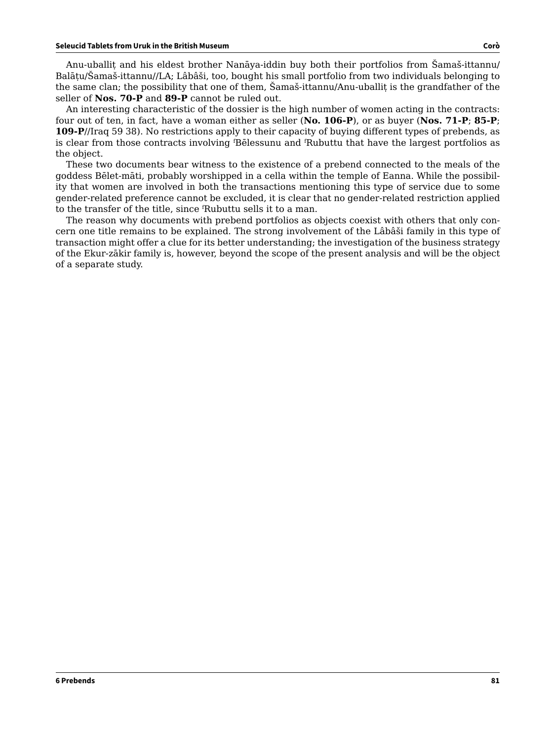Anu-uballiṭ and his eldest brother Nanāya-iddin buy both their portfolios from Šamaš-ittannu/Balāṭu/Šamaš-ittannu//LA; Lâbâši, too, bought his small portfolio from two individuals belonging to the same clan; the possibility that one of them, Šamaš-ittannu/Anu-uballiṭ is the grandfather of the seller of **Nos. 70-P** and **89-P** cannot be ruled out.

An interesting characteristic of the dossier is the high number of women acting in the contracts: four out of ten, in fact, have a woman either as seller (**No. 106-P**), or as buyer (**Nos. 71-P**; **85-P**; **109-P**//Iraq 59 38). No restrictions apply to their capacity of buying different types of prebends, as is clear from those contracts involving ᶠBēlessunu and ᶠRubuttu that have the largest portfolios as the object.

These two documents bear witness to the existence of a prebend connected to the meals of the goddess Bēlet-māti, probably worshipped in a cella within the temple of Eanna. While the possibility that women are involved in both the transactions mentioning this type of service due to some gender-related preference cannot be excluded, it is clear that no gender-related restriction applied to the transfer of the title, since ᶠRubuttu sells it to a man.

The reason why documents with prebend portfolios as objects coexist with others that only concern one title remains to be explained. The strong involvement of the Lâbâši family in this type of transaction might offer a clue for its better understanding; the investigation of the business strategy of the Ekur-zākir family is, however, beyond the scope of the present analysis and will be the object of a separate study.